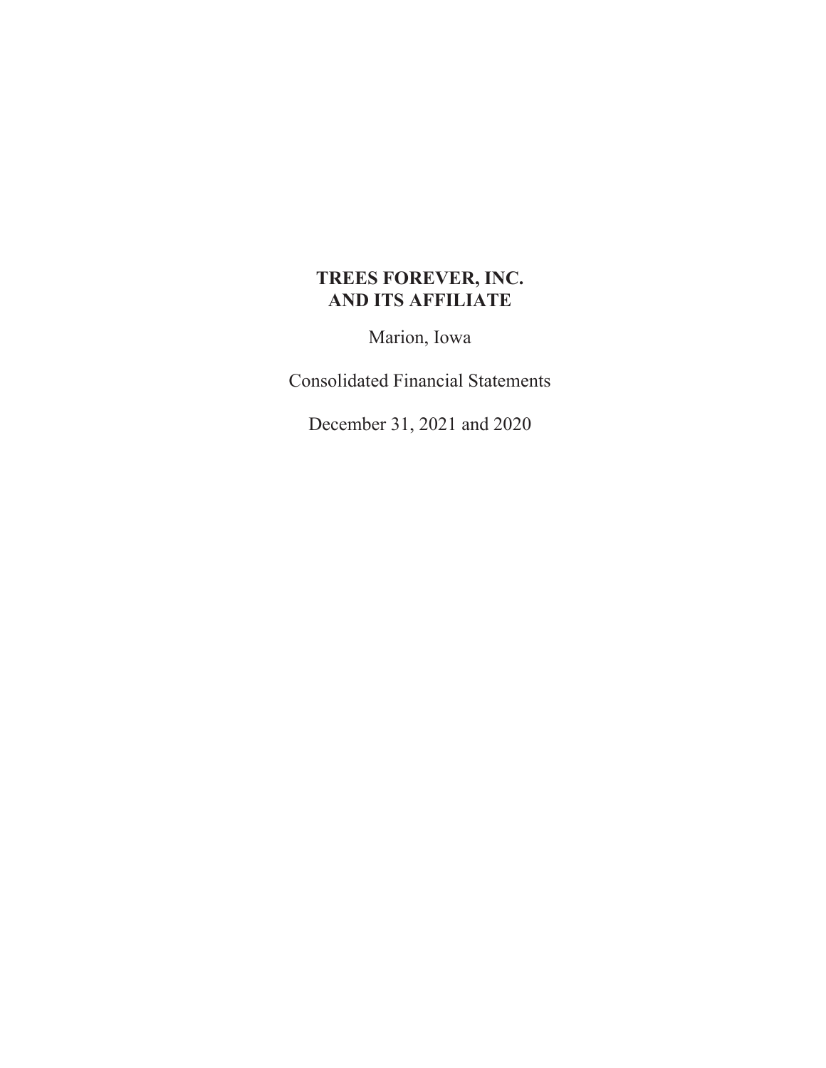# TREES FOREVER, INC.
# AND ITS AFFILIATE

Marion, Iowa

Consolidated Financial Statements

December 31, 2021 and 2020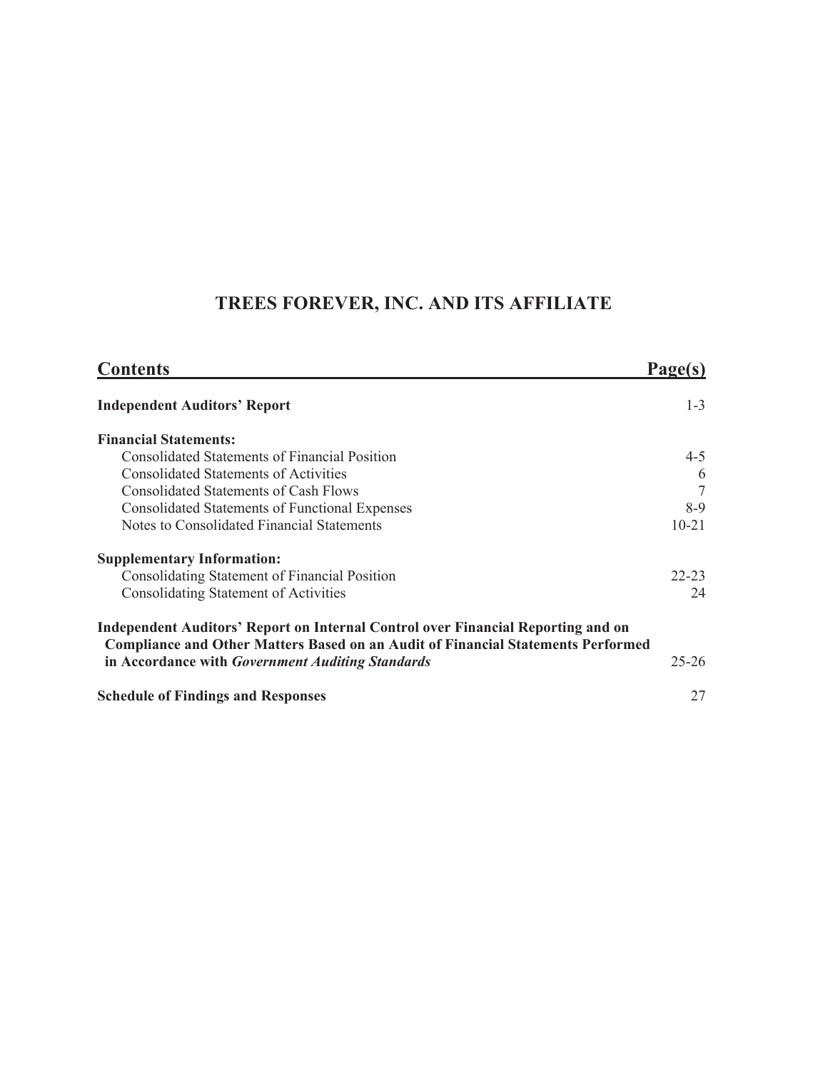# TREES FOREVER, INC. AND ITS AFFILIATE

| Contents | Page(s) |
|---|---|
| **Independent Auditors' Report** | 1-3 |
| **Financial Statements:** | |
| Consolidated Statements of Financial Position | 4-5 |
| Consolidated Statements of Activities | 6 |
| Consolidated Statements of Cash Flows | 7 |
| Consolidated Statements of Functional Expenses | 8-9 |
| Notes to Consolidated Financial Statements | 10-21 |
| **Supplementary Information:** | |
| Consolidating Statement of Financial Position | 22-23 |
| Consolidating Statement of Activities | 24 |
| **Independent Auditors' Report on Internal Control over Financial Reporting and on Compliance and Other Matters Based on an Audit of Financial Statements Performed in Accordance with *Government Auditing Standards*** | 25-26 |
| **Schedule of Findings and Responses** | 27 |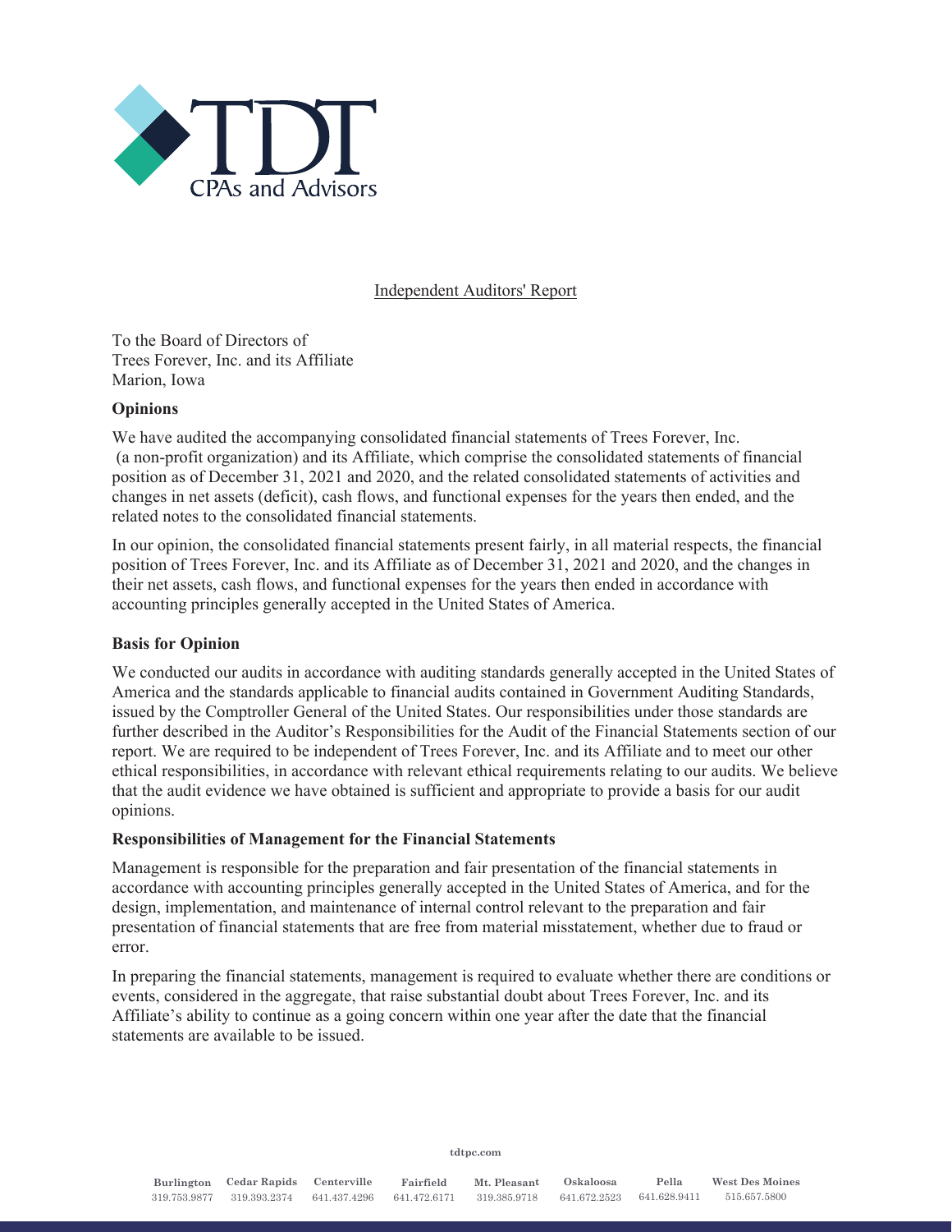Independent Auditors' Report

To the Board of Directors of
Trees Forever, Inc. and its Affiliate
Marion, Iowa

**Opinions**

We have audited the accompanying consolidated financial statements of Trees Forever, Inc. (a non-profit organization) and its Affiliate, which comprise the consolidated statements of financial position as of December 31, 2021 and 2020, and the related consolidated statements of activities and changes in net assets (deficit), cash flows, and functional expenses for the years then ended, and the related notes to the consolidated financial statements.

In our opinion, the consolidated financial statements present fairly, in all material respects, the financial position of Trees Forever, Inc. and its Affiliate as of December 31, 2021 and 2020, and the changes in their net assets, cash flows, and functional expenses for the years then ended in accordance with accounting principles generally accepted in the United States of America.

**Basis for Opinion**

We conducted our audits in accordance with auditing standards generally accepted in the United States of America and the standards applicable to financial audits contained in Government Auditing Standards, issued by the Comptroller General of the United States. Our responsibilities under those standards are further described in the Auditor's Responsibilities for the Audit of the Financial Statements section of our report. We are required to be independent of Trees Forever, Inc. and its Affiliate and to meet our other ethical responsibilities, in accordance with relevant ethical requirements relating to our audits. We believe that the audit evidence we have obtained is sufficient and appropriate to provide a basis for our audit opinions.

**Responsibilities of Management for the Financial Statements**

Management is responsible for the preparation and fair presentation of the financial statements in accordance with accounting principles generally accepted in the United States of America, and for the design, implementation, and maintenance of internal control relevant to the preparation and fair presentation of financial statements that are free from material misstatement, whether due to fraud or error.

In preparing the financial statements, management is required to evaluate whether there are conditions or events, considered in the aggregate, that raise substantial doubt about Trees Forever, Inc. and its Affiliate's ability to continue as a going concern within one year after the date that the financial statements are available to be issued.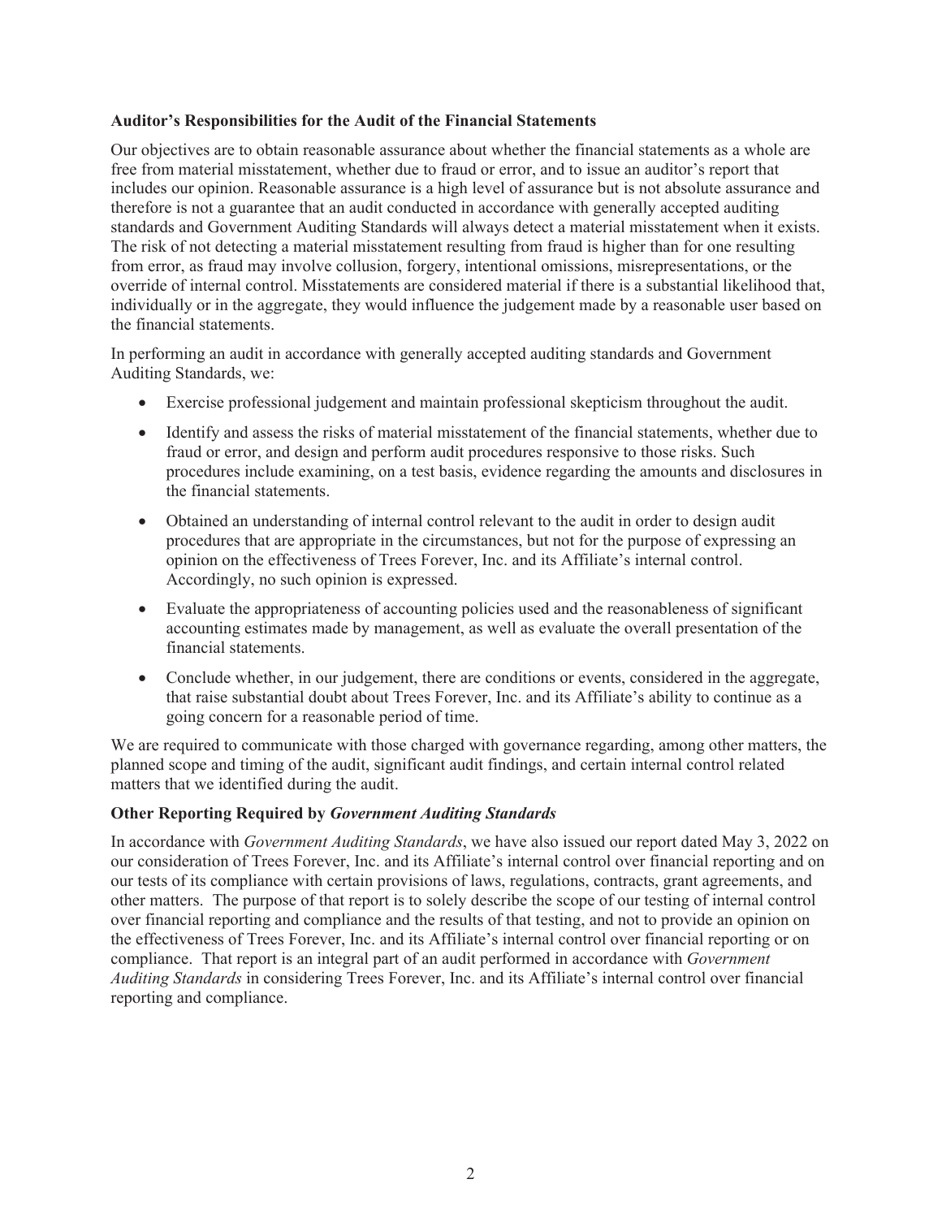**Auditor's Responsibilities for the Audit of the Financial Statements**

Our objectives are to obtain reasonable assurance about whether the financial statements as a whole are free from material misstatement, whether due to fraud or error, and to issue an auditor's report that includes our opinion. Reasonable assurance is a high level of assurance but is not absolute assurance and therefore is not a guarantee that an audit conducted in accordance with generally accepted auditing standards and Government Auditing Standards will always detect a material misstatement when it exists. The risk of not detecting a material misstatement resulting from fraud is higher than for one resulting from error, as fraud may involve collusion, forgery, intentional omissions, misrepresentations, or the override of internal control. Misstatements are considered material if there is a substantial likelihood that, individually or in the aggregate, they would influence the judgement made by a reasonable user based on the financial statements.

In performing an audit in accordance with generally accepted auditing standards and Government Auditing Standards, we:

- Exercise professional judgement and maintain professional skepticism throughout the audit.
- Identify and assess the risks of material misstatement of the financial statements, whether due to fraud or error, and design and perform audit procedures responsive to those risks. Such procedures include examining, on a test basis, evidence regarding the amounts and disclosures in the financial statements.
- Obtained an understanding of internal control relevant to the audit in order to design audit procedures that are appropriate in the circumstances, but not for the purpose of expressing an opinion on the effectiveness of Trees Forever, Inc. and its Affiliate's internal control. Accordingly, no such opinion is expressed.
- Evaluate the appropriateness of accounting policies used and the reasonableness of significant accounting estimates made by management, as well as evaluate the overall presentation of the financial statements.
- Conclude whether, in our judgement, there are conditions or events, considered in the aggregate, that raise substantial doubt about Trees Forever, Inc. and its Affiliate's ability to continue as a going concern for a reasonable period of time.

We are required to communicate with those charged with governance regarding, among other matters, the planned scope and timing of the audit, significant audit findings, and certain internal control related matters that we identified during the audit.

**Other Reporting Required by *Government Auditing Standards***

In accordance with *Government Auditing Standards*, we have also issued our report dated May 3, 2022 on our consideration of Trees Forever, Inc. and its Affiliate's internal control over financial reporting and on our tests of its compliance with certain provisions of laws, regulations, contracts, grant agreements, and other matters. The purpose of that report is to solely describe the scope of our testing of internal control over financial reporting and compliance and the results of that testing, and not to provide an opinion on the effectiveness of Trees Forever, Inc. and its Affiliate's internal control over financial reporting or on compliance. That report is an integral part of an audit performed in accordance with *Government Auditing Standards* in considering Trees Forever, Inc. and its Affiliate's internal control over financial reporting and compliance.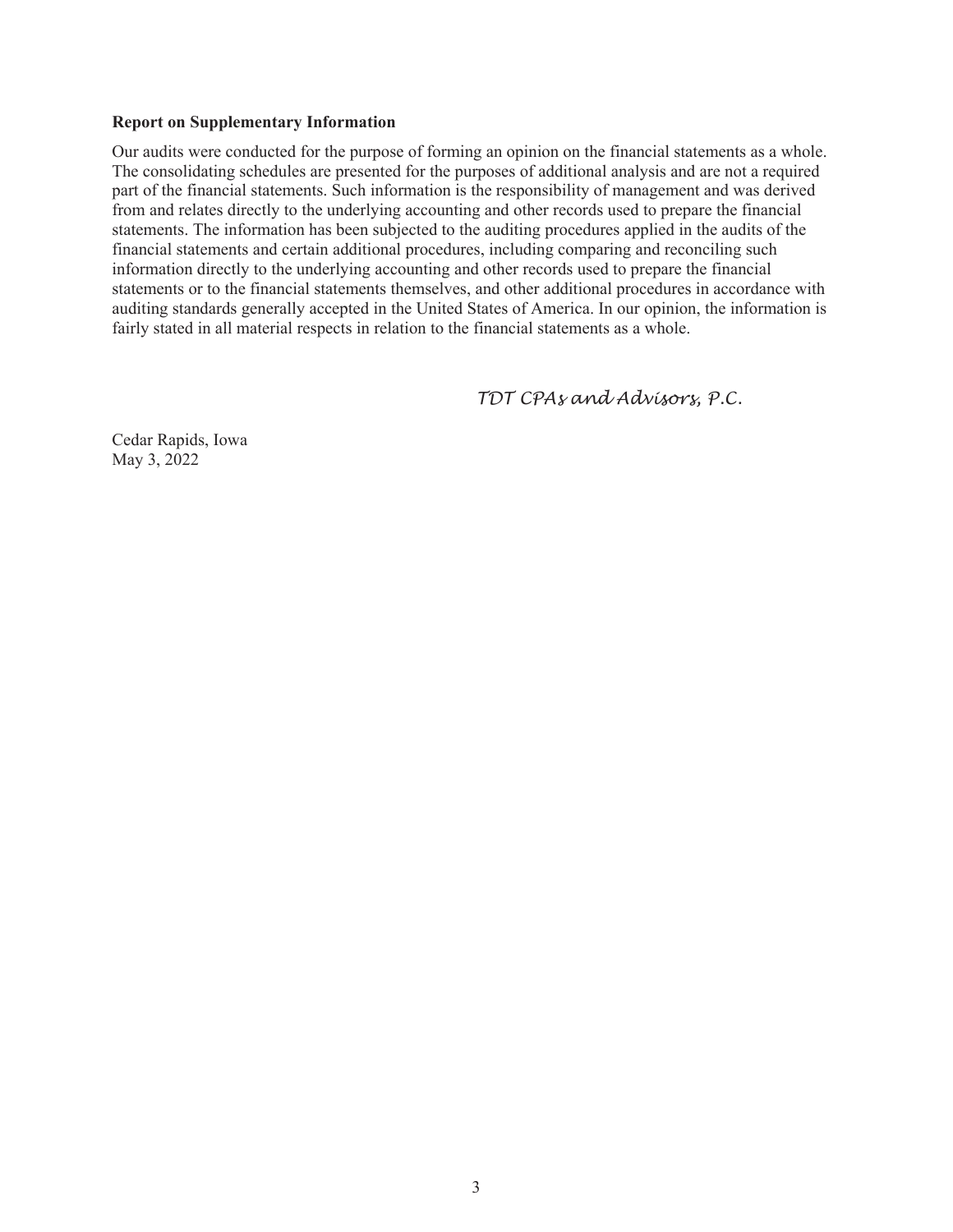**Report on Supplementary Information**

Our audits were conducted for the purpose of forming an opinion on the financial statements as a whole. The consolidating schedules are presented for the purposes of additional analysis and are not a required part of the financial statements. Such information is the responsibility of management and was derived from and relates directly to the underlying accounting and other records used to prepare the financial statements. The information has been subjected to the auditing procedures applied in the audits of the financial statements and certain additional procedures, including comparing and reconciling such information directly to the underlying accounting and other records used to prepare the financial statements or to the financial statements themselves, and other additional procedures in accordance with auditing standards generally accepted in the United States of America. In our opinion, the information is fairly stated in all material respects in relation to the financial statements as a whole.

*TDT CPAs and Advisors, P.C.*

Cedar Rapids, Iowa
May 3, 2022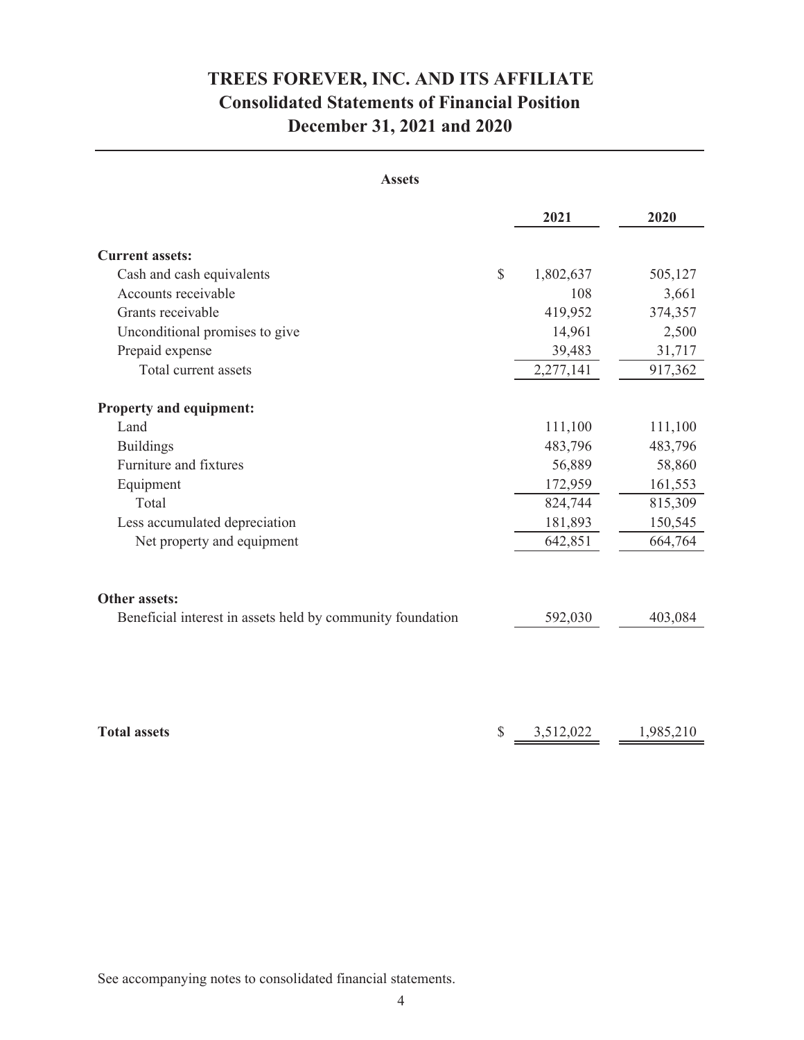# TREES FOREVER, INC. AND ITS AFFILIATE
## Consolidated Statements of Financial Position
## December 31, 2021 and 2020

**Assets**

| | | 2021 | 2020 |
|---|---|---|---|
| **Current assets:** | | | |
| Cash and cash equivalents | $ | 1,802,637 | 505,127 |
| Accounts receivable | | 108 | 3,661 |
| Grants receivable | | 419,952 | 374,357 |
| Unconditional promises to give | | 14,961 | 2,500 |
| Prepaid expense | | 39,483 | 31,717 |
| Total current assets | | 2,277,141 | 917,362 |
| **Property and equipment:** | | | |
| Land | | 111,100 | 111,100 |
| Buildings | | 483,796 | 483,796 |
| Furniture and fixtures | | 56,889 | 58,860 |
| Equipment | | 172,959 | 161,553 |
| Total | | 824,744 | 815,309 |
| Less accumulated depreciation | | 181,893 | 150,545 |
| Net property and equipment | | 642,851 | 664,764 |
| **Other assets:** | | | |
| Beneficial interest in assets held by community foundation | | 592,030 | 403,084 |
| **Total assets** | $ | 3,512,022 | 1,985,210 |

See accompanying notes to consolidated financial statements.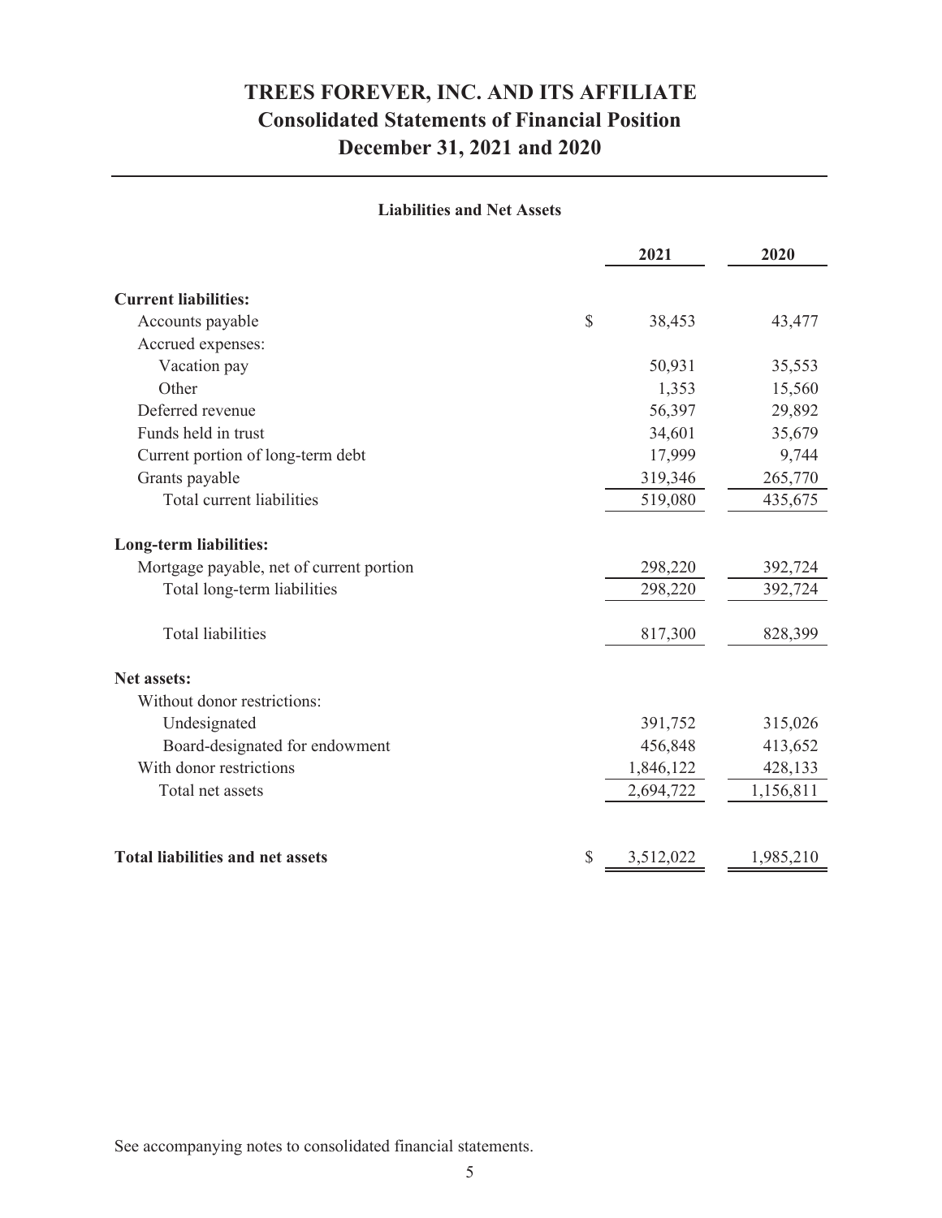# TREES FOREVER, INC. AND ITS AFFILIATE
## Consolidated Statements of Financial Position
## December 31, 2021 and 2020

### Liabilities and Net Assets

| | 2021 | 2020 |
|---|---|---|
| **Current liabilities:** | | |
| Accounts payable | $ 38,453 | 43,477 |
| Accrued expenses: | | |
| Vacation pay | 50,931 | 35,553 |
| Other | 1,353 | 15,560 |
| Deferred revenue | 56,397 | 29,892 |
| Funds held in trust | 34,601 | 35,679 |
| Current portion of long-term debt | 17,999 | 9,744 |
| Grants payable | 319,346 | 265,770 |
| Total current liabilities | 519,080 | 435,675 |
| **Long-term liabilities:** | | |
| Mortgage payable, net of current portion | 298,220 | 392,724 |
| Total long-term liabilities | 298,220 | 392,724 |
| Total liabilities | 817,300 | 828,399 |
| **Net assets:** | | |
| Without donor restrictions: | | |
| Undesignated | 391,752 | 315,026 |
| Board-designated for endowment | 456,848 | 413,652 |
| With donor restrictions | 1,846,122 | 428,133 |
| Total net assets | 2,694,722 | 1,156,811 |
| **Total liabilities and net assets** | $ 3,512,022 | 1,985,210 |

See accompanying notes to consolidated financial statements.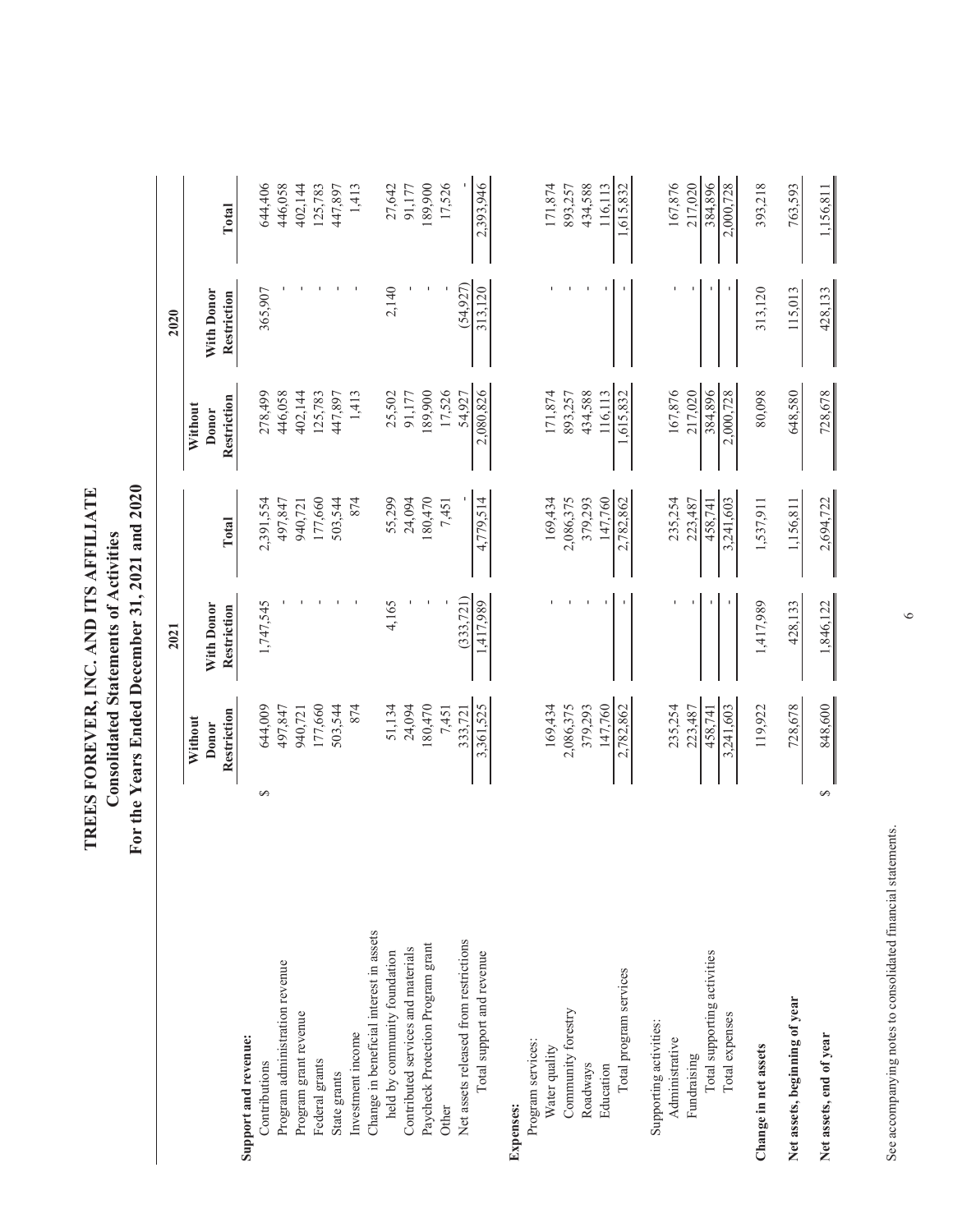# TREES FOREVER, INC. AND ITS AFFILIATE
## Consolidated Statements of Activities
### For the Years Ended December 31, 2021 and 2020

| | 2021 | | | 2020 | | |
|---|---|---|---|---|---|---|
| | Without Donor Restriction | With Donor Restriction | Total | Without Donor Restriction | With Donor Restriction | Total |
| **Support and revenue:** | | | | | | |
| Contributions | $ 644,009 | 1,747,545 | 2,391,554 | 278,499 | 365,907 | 644,406 |
| Program administration revenue | 497,847 | - | 497,847 | 446,058 | - | 446,058 |
| Program grant revenue | 940,721 | - | 940,721 | 402,144 | - | 402,144 |
| Federal grants | 177,660 | - | 177,660 | 125,783 | - | 125,783 |
| State grants | 503,544 | - | 503,544 | 447,897 | - | 447,897 |
| Investment income | 874 | - | 874 | 1,413 | - | 1,413 |
| Change in beneficial interest in assets held by community foundation | 51,134 | 4,165 | 55,299 | 25,502 | 2,140 | 27,642 |
| Contributed services and materials | 24,094 | - | 24,094 | 91,177 | - | 91,177 |
| Paycheck Protection Program grant | 180,470 | - | 180,470 | 189,900 | - | 189,900 |
| Other | 7,451 | - | 7,451 | 17,526 | - | 17,526 |
| Net assets released from restrictions | 333,721 | (333,721) | - | 54,927 | (54,927) | - |
| Total support and revenue | 3,361,525 | 1,417,989 | 4,779,514 | 2,080,826 | 313,120 | 2,393,946 |
| **Expenses:** | | | | | | |
| Program services: | | | | | | |
| Water quality | 169,434 | - | 169,434 | 171,874 | - | 171,874 |
| Community forestry | 2,086,375 | - | 2,086,375 | 893,257 | - | 893,257 |
| Roadways | 379,293 | - | 379,293 | 434,588 | - | 434,588 |
| Education | 147,760 | - | 147,760 | 116,113 | - | 116,113 |
| Total program services | 2,782,862 | - | 2,782,862 | 1,615,832 | - | 1,615,832 |
| Supporting activities: | | | | | | |
| Administrative | 235,254 | - | 235,254 | 167,876 | - | 167,876 |
| Fundraising | 223,487 | - | 223,487 | 217,020 | - | 217,020 |
| Total supporting activities | 458,741 | - | 458,741 | 384,896 | - | 384,896 |
| Total expenses | 3,241,603 | - | 3,241,603 | 2,000,728 | - | 2,000,728 |
| **Change in net assets** | 119,922 | 1,417,989 | 1,537,911 | 80,098 | 313,120 | 393,218 |
| **Net assets, beginning of year** | 728,678 | 428,133 | 1,156,811 | 648,580 | 115,013 | 763,593 |
| **Net assets, end of year** | $ 848,600 | 1,846,122 | 2,694,722 | 728,678 | 428,133 | 1,156,811 |

See accompanying notes to consolidated financial statements.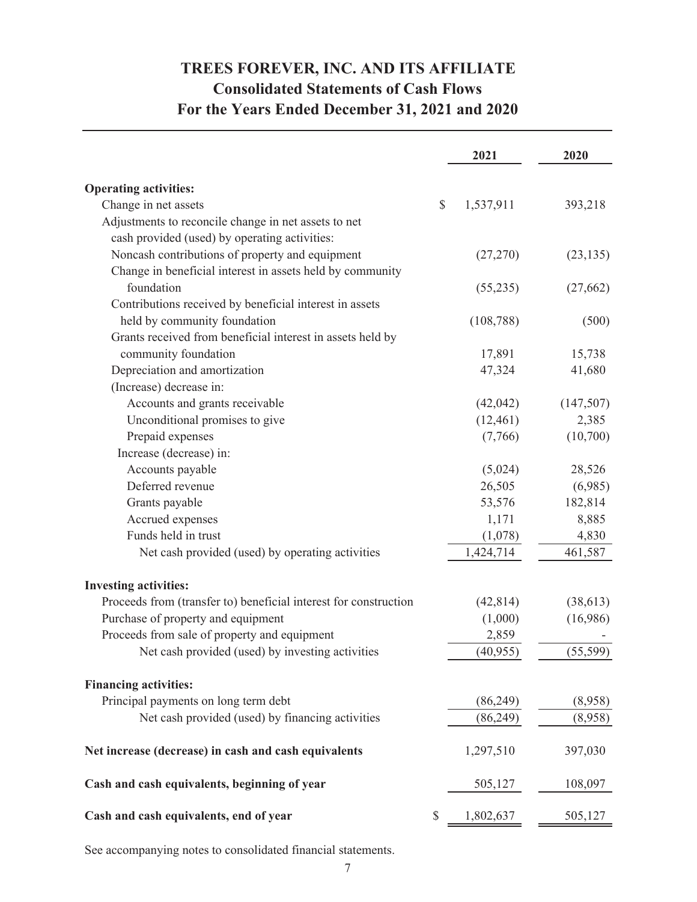# TREES FOREVER, INC. AND ITS AFFILIATE

## Consolidated Statements of Cash Flows

## For the Years Ended December 31, 2021 and 2020

| | 2021 | 2020 |
|---|---|---|
| **Operating activities:** | | |
| Change in net assets | $ 1,537,911 | 393,218 |
| Adjustments to reconcile change in net assets to net cash provided (used) by operating activities: | | |
| Noncash contributions of property and equipment | (27,270) | (23,135) |
| Change in beneficial interest in assets held by community foundation | (55,235) | (27,662) |
| Contributions received by beneficial interest in assets held by community foundation | (108,788) | (500) |
| Grants received from beneficial interest in assets held by community foundation | 17,891 | 15,738 |
| Depreciation and amortization | 47,324 | 41,680 |
| (Increase) decrease in: | | |
| Accounts and grants receivable | (42,042) | (147,507) |
| Unconditional promises to give | (12,461) | 2,385 |
| Prepaid expenses | (7,766) | (10,700) |
| Increase (decrease) in: | | |
| Accounts payable | (5,024) | 28,526 |
| Deferred revenue | 26,505 | (6,985) |
| Grants payable | 53,576 | 182,814 |
| Accrued expenses | 1,171 | 8,885 |
| Funds held in trust | (1,078) | 4,830 |
| Net cash provided (used) by operating activities | 1,424,714 | 461,587 |
| **Investing activities:** | | |
| Proceeds from (transfer to) beneficial interest for construction | (42,814) | (38,613) |
| Purchase of property and equipment | (1,000) | (16,986) |
| Proceeds from sale of property and equipment | 2,859 | - |
| Net cash provided (used) by investing activities | (40,955) | (55,599) |
| **Financing activities:** | | |
| Principal payments on long term debt | (86,249) | (8,958) |
| Net cash provided (used) by financing activities | (86,249) | (8,958) |
| **Net increase (decrease) in cash and cash equivalents** | 1,297,510 | 397,030 |
| **Cash and cash equivalents, beginning of year** | 505,127 | 108,097 |
| **Cash and cash equivalents, end of year** | $ 1,802,637 | 505,127 |

See accompanying notes to consolidated financial statements.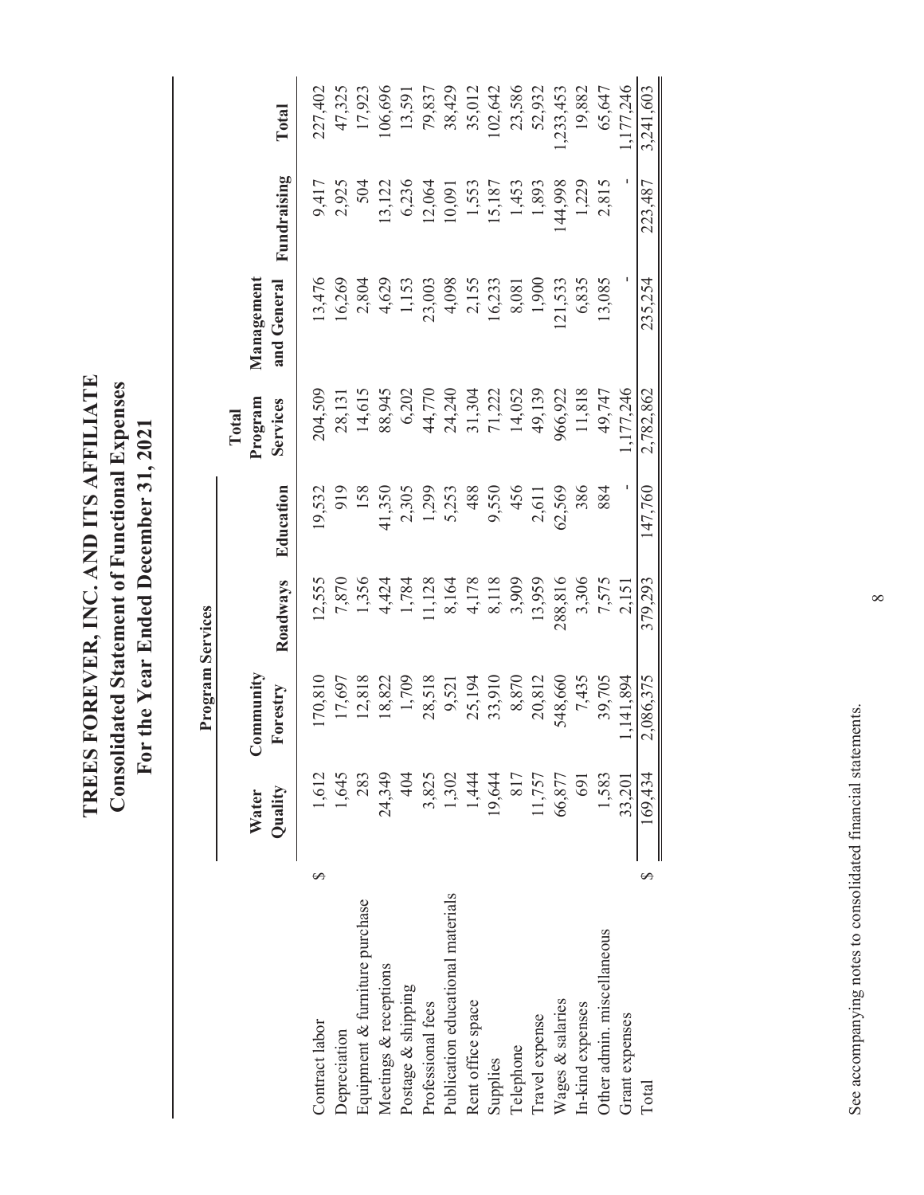# TREES FOREVER, INC. AND ITS AFFILIATE
## Consolidated Statement of Functional Expenses
### For the Year Ended December 31, 2021

| | Program Services | | | | | | | |
|---|---|---|---|---|---|---|---|---|
| | Water Quality | Community Forestry | Roadways | Education | Total Program Services | Management and General | Fundraising | Total |
| Contract labor | $ 1,612 | 170,810 | 12,555 | 19,532 | 204,509 | 13,476 | 9,417 | 227,402 |
| Depreciation | 1,645 | 17,697 | 7,870 | 919 | 28,131 | 16,269 | 2,925 | 47,325 |
| Equipment & furniture purchase | 283 | 12,818 | 1,356 | 158 | 14,615 | 2,804 | 504 | 17,923 |
| Meetings & receptions | 24,349 | 18,822 | 4,424 | 41,350 | 88,945 | 4,629 | 13,122 | 106,696 |
| Postage & shipping | 404 | 1,709 | 1,784 | 2,305 | 6,202 | 1,153 | 6,236 | 13,591 |
| Professional fees | 3,825 | 28,518 | 11,128 | 1,299 | 44,770 | 23,003 | 12,064 | 79,837 |
| Publication educational materials | 1,302 | 9,521 | 8,164 | 5,253 | 24,240 | 4,098 | 10,091 | 38,429 |
| Rent office space | 1,444 | 25,194 | 4,178 | 488 | 31,304 | 2,155 | 1,553 | 35,012 |
| Supplies | 19,644 | 33,910 | 8,118 | 9,550 | 71,222 | 16,233 | 15,187 | 102,642 |
| Telephone | 817 | 8,870 | 3,909 | 456 | 14,052 | 8,081 | 1,453 | 23,586 |
| Travel expense | 11,757 | 20,812 | 13,959 | 2,611 | 49,139 | 1,900 | 1,893 | 52,932 |
| Wages & salaries | 66,877 | 548,660 | 288,816 | 62,569 | 966,922 | 121,533 | 144,998 | 1,233,453 |
| In-kind expenses | 691 | 7,435 | 3,306 | 386 | 11,818 | 6,835 | 1,229 | 19,882 |
| Other admin. miscellaneous | 1,583 | 39,705 | 7,575 | 884 | 49,747 | 13,085 | 2,815 | 65,647 |
| Grant expenses | 33,201 | 1,141,894 | 2,151 | - | 1,177,246 | - | - | 1,177,246 |
| Total | $ 169,434 | 2,086,375 | 379,293 | 147,760 | 2,782,862 | 235,254 | 223,487 | 3,241,603 |

See accompanying notes to consolidated financial statements.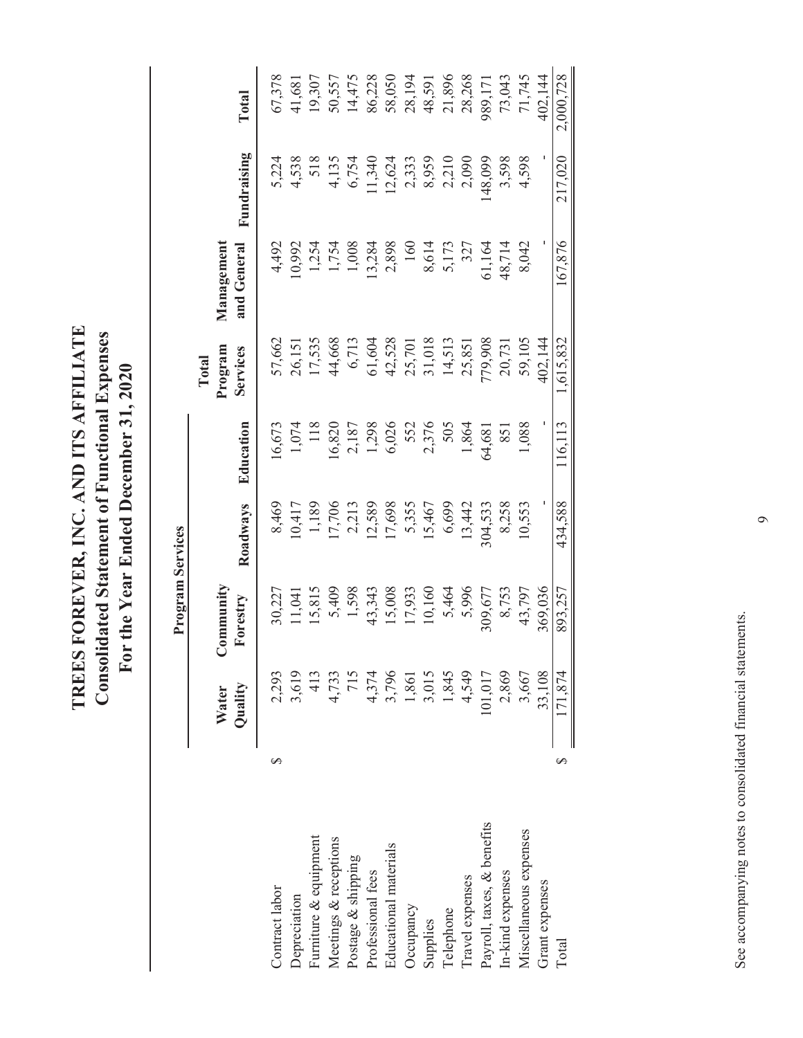# TREES FOREVER, INC. AND ITS AFFILIATE
## Consolidated Statement of Functional Expenses
### For the Year Ended December 31, 2020

| | Program Services | | | | | | | |
|---|---|---|---|---|---|---|---|---|
| | Water Quality | Community Forestry | Roadways | Education | Total Program Services | Management and General | Fundraising | Total |
| Contract labor | $ 2,293 | 30,227 | 8,469 | 16,673 | 57,662 | 4,492 | 5,224 | 67,378 |
| Depreciation | 3,619 | 11,041 | 10,417 | 1,074 | 26,151 | 10,992 | 4,538 | 41,681 |
| Furniture & equipment | 413 | 15,815 | 1,189 | 118 | 17,535 | 1,254 | 518 | 19,307 |
| Meetings & receptions | 4,733 | 5,409 | 17,706 | 16,820 | 44,668 | 1,754 | 4,135 | 50,557 |
| Postage & shipping | 715 | 1,598 | 2,213 | 2,187 | 6,713 | 1,008 | 6,754 | 14,475 |
| Professional fees | 4,374 | 43,343 | 12,589 | 1,298 | 61,604 | 13,284 | 11,340 | 86,228 |
| Educational materials | 3,796 | 15,008 | 17,698 | 6,026 | 42,528 | 2,898 | 12,624 | 58,050 |
| Occupancy | 1,861 | 17,933 | 5,355 | 552 | 25,701 | 160 | 2,333 | 28,194 |
| Supplies | 3,015 | 10,160 | 15,467 | 2,376 | 31,018 | 8,614 | 8,959 | 48,591 |
| Telephone | 1,845 | 5,464 | 6,699 | 505 | 14,513 | 5,173 | 2,210 | 21,896 |
| Travel expenses | 4,549 | 5,996 | 13,442 | 1,864 | 25,851 | 327 | 2,090 | 28,268 |
| Payroll, taxes, & benefits | 101,017 | 309,677 | 304,533 | 64,681 | 779,908 | 61,164 | 148,099 | 989,171 |
| In-kind expenses | 2,869 | 8,753 | 8,258 | 851 | 20,731 | 48,714 | 3,598 | 73,043 |
| Miscellaneous expenses | 3,667 | 43,797 | 10,553 | 1,088 | 59,105 | 8,042 | 4,598 | 71,745 |
| Grant expenses | 33,108 | 369,036 | - | - | 402,144 | - | - | 402,144 |
| Total | $ 171,874 | 893,257 | 434,588 | 116,113 | 1,615,832 | 167,876 | 217,020 | 2,000,728 |

See accompanying notes to consolidated financial statements.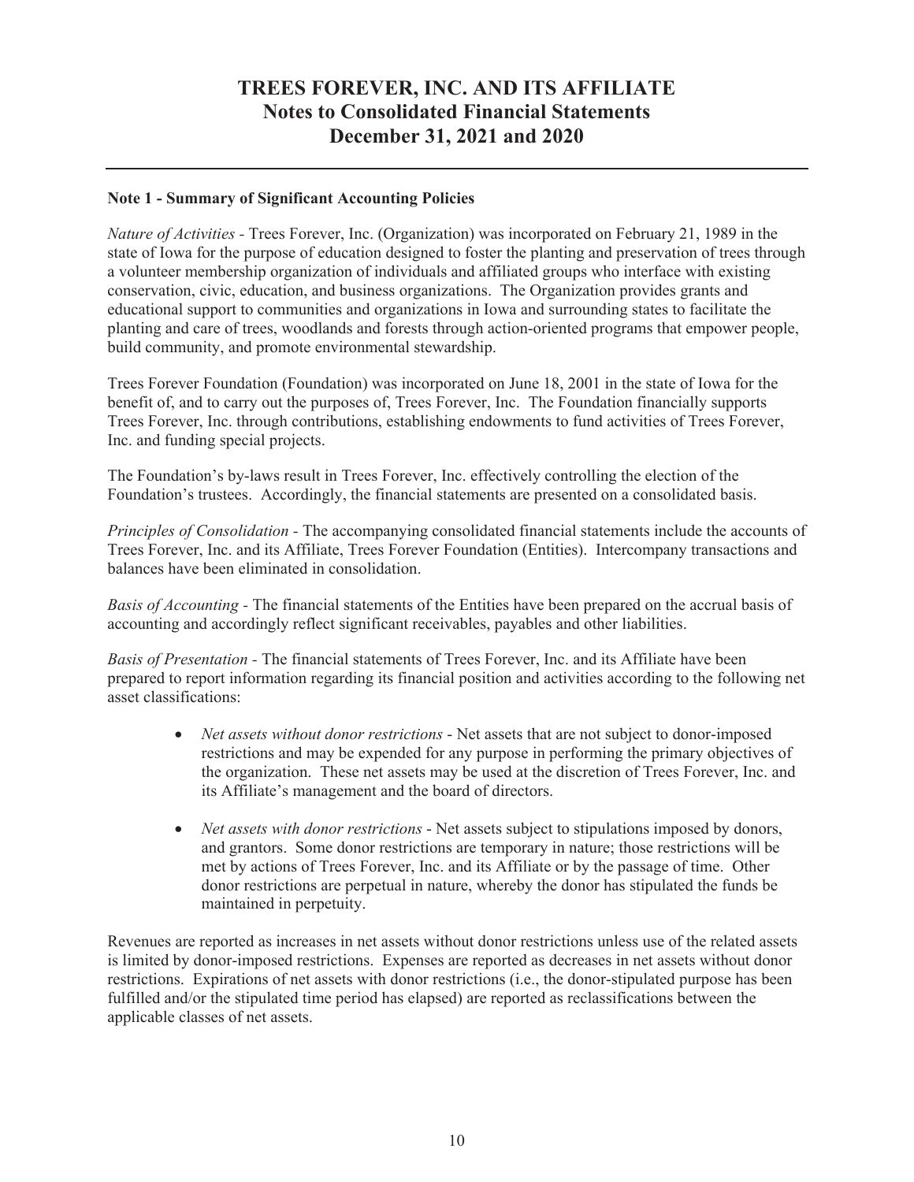# TREES FOREVER, INC. AND ITS AFFILIATE
## Notes to Consolidated Financial Statements
## December 31, 2021 and 2020

---

**Note 1 - Summary of Significant Accounting Policies**

*Nature of Activities* - Trees Forever, Inc. (Organization) was incorporated on February 21, 1989 in the state of Iowa for the purpose of education designed to foster the planting and preservation of trees through a volunteer membership organization of individuals and affiliated groups who interface with existing conservation, civic, education, and business organizations. The Organization provides grants and educational support to communities and organizations in Iowa and surrounding states to facilitate the planting and care of trees, woodlands and forests through action-oriented programs that empower people, build community, and promote environmental stewardship.

Trees Forever Foundation (Foundation) was incorporated on June 18, 2001 in the state of Iowa for the benefit of, and to carry out the purposes of, Trees Forever, Inc. The Foundation financially supports Trees Forever, Inc. through contributions, establishing endowments to fund activities of Trees Forever, Inc. and funding special projects.

The Foundation's by-laws result in Trees Forever, Inc. effectively controlling the election of the Foundation's trustees. Accordingly, the financial statements are presented on a consolidated basis.

*Principles of Consolidation* - The accompanying consolidated financial statements include the accounts of Trees Forever, Inc. and its Affiliate, Trees Forever Foundation (Entities). Intercompany transactions and balances have been eliminated in consolidation.

*Basis of Accounting* - The financial statements of the Entities have been prepared on the accrual basis of accounting and accordingly reflect significant receivables, payables and other liabilities.

*Basis of Presentation* - The financial statements of Trees Forever, Inc. and its Affiliate have been prepared to report information regarding its financial position and activities according to the following net asset classifications:

- *Net assets without donor restrictions* - Net assets that are not subject to donor-imposed restrictions and may be expended for any purpose in performing the primary objectives of the organization. These net assets may be used at the discretion of Trees Forever, Inc. and its Affiliate's management and the board of directors.

- *Net assets with donor restrictions* - Net assets subject to stipulations imposed by donors, and grantors. Some donor restrictions are temporary in nature; those restrictions will be met by actions of Trees Forever, Inc. and its Affiliate or by the passage of time. Other donor restrictions are perpetual in nature, whereby the donor has stipulated the funds be maintained in perpetuity.

Revenues are reported as increases in net assets without donor restrictions unless use of the related assets is limited by donor-imposed restrictions. Expenses are reported as decreases in net assets without donor restrictions. Expirations of net assets with donor restrictions (i.e., the donor-stipulated purpose has been fulfilled and/or the stipulated time period has elapsed) are reported as reclassifications between the applicable classes of net assets.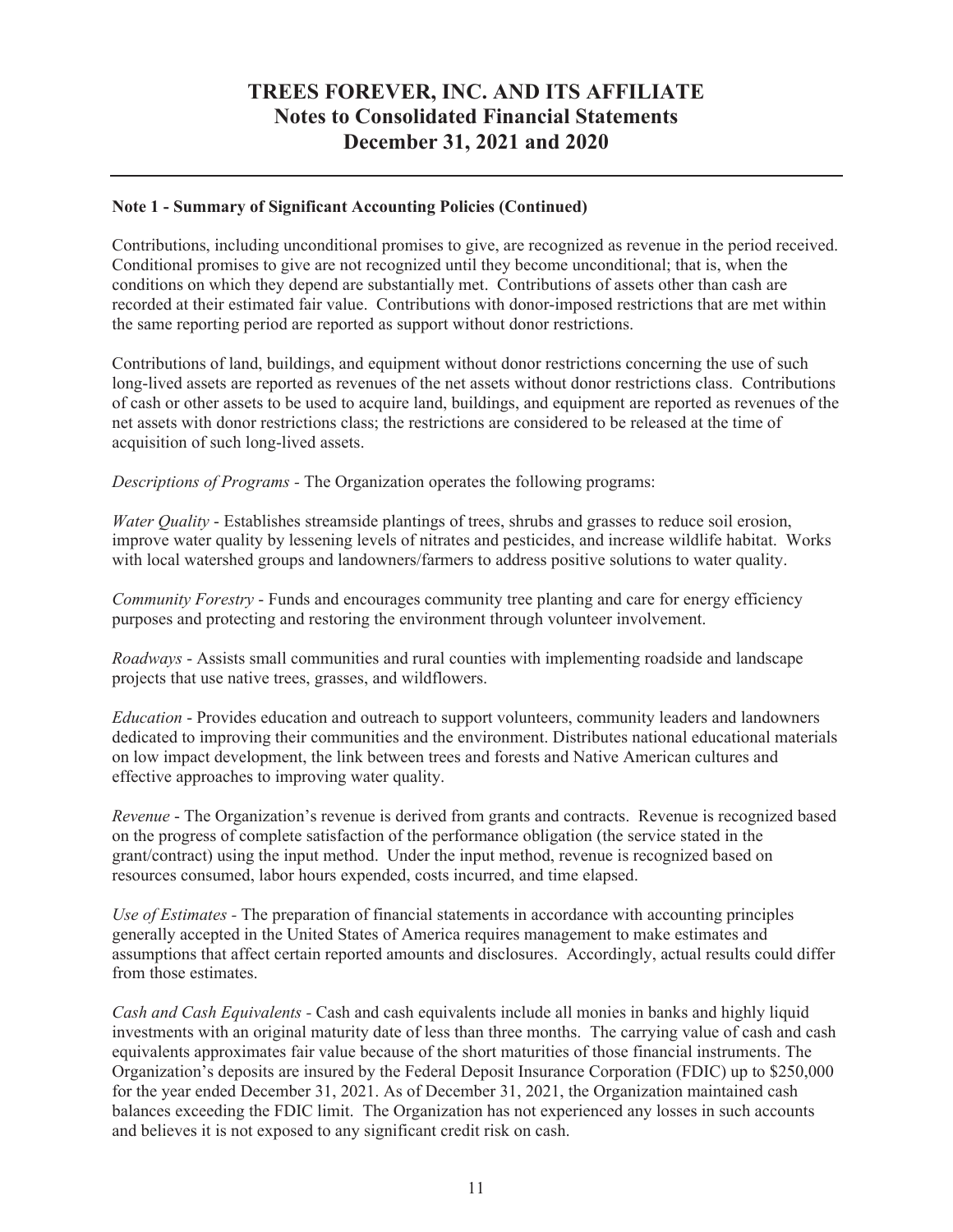**Note 1 - Summary of Significant Accounting Policies (Continued)**

Contributions, including unconditional promises to give, are recognized as revenue in the period received. Conditional promises to give are not recognized until they become unconditional; that is, when the conditions on which they depend are substantially met. Contributions of assets other than cash are recorded at their estimated fair value. Contributions with donor-imposed restrictions that are met within the same reporting period are reported as support without donor restrictions.

Contributions of land, buildings, and equipment without donor restrictions concerning the use of such long-lived assets are reported as revenues of the net assets without donor restrictions class. Contributions of cash or other assets to be used to acquire land, buildings, and equipment are reported as revenues of the net assets with donor restrictions class; the restrictions are considered to be released at the time of acquisition of such long-lived assets.

*Descriptions of Programs* - The Organization operates the following programs:

*Water Quality* - Establishes streamside plantings of trees, shrubs and grasses to reduce soil erosion, improve water quality by lessening levels of nitrates and pesticides, and increase wildlife habitat. Works with local watershed groups and landowners/farmers to address positive solutions to water quality.

*Community Forestry* - Funds and encourages community tree planting and care for energy efficiency purposes and protecting and restoring the environment through volunteer involvement.

*Roadways* - Assists small communities and rural counties with implementing roadside and landscape projects that use native trees, grasses, and wildflowers.

*Education* - Provides education and outreach to support volunteers, community leaders and landowners dedicated to improving their communities and the environment. Distributes national educational materials on low impact development, the link between trees and forests and Native American cultures and effective approaches to improving water quality.

*Revenue* - The Organization's revenue is derived from grants and contracts. Revenue is recognized based on the progress of complete satisfaction of the performance obligation (the service stated in the grant/contract) using the input method. Under the input method, revenue is recognized based on resources consumed, labor hours expended, costs incurred, and time elapsed.

*Use of Estimates* - The preparation of financial statements in accordance with accounting principles generally accepted in the United States of America requires management to make estimates and assumptions that affect certain reported amounts and disclosures. Accordingly, actual results could differ from those estimates.

*Cash and Cash Equivalents* - Cash and cash equivalents include all monies in banks and highly liquid investments with an original maturity date of less than three months. The carrying value of cash and cash equivalents approximates fair value because of the short maturities of those financial instruments. The Organization's deposits are insured by the Federal Deposit Insurance Corporation (FDIC) up to $250,000 for the year ended December 31, 2021. As of December 31, 2021, the Organization maintained cash balances exceeding the FDIC limit. The Organization has not experienced any losses in such accounts and believes it is not exposed to any significant credit risk on cash.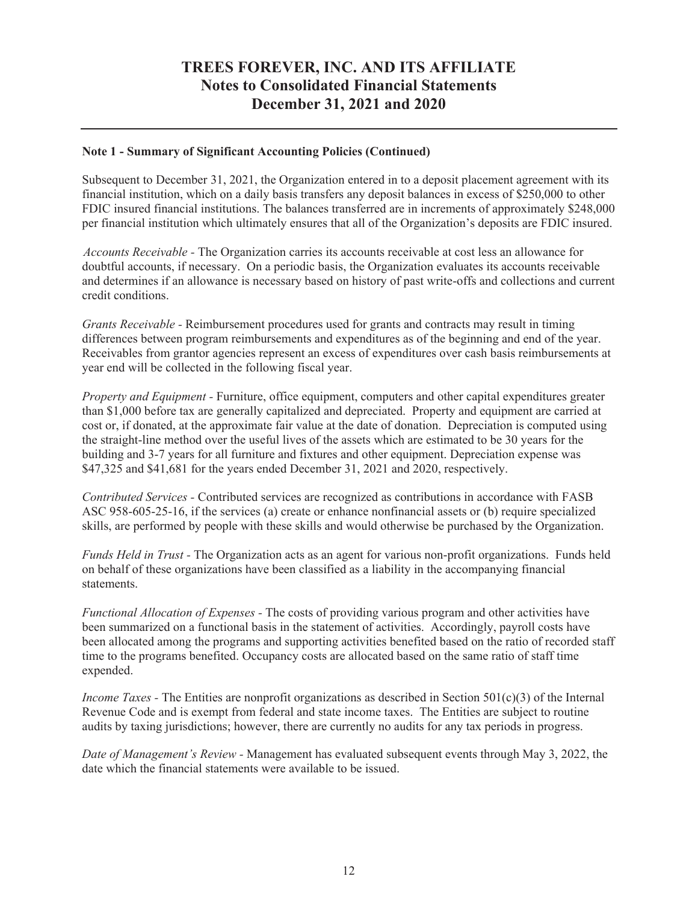## Note 1 - Summary of Significant Accounting Policies (Continued)

Subsequent to December 31, 2021, the Organization entered in to a deposit placement agreement with its financial institution, which on a daily basis transfers any deposit balances in excess of $250,000 to other FDIC insured financial institutions. The balances transferred are in increments of approximately $248,000 per financial institution which ultimately ensures that all of the Organization's deposits are FDIC insured.

*Accounts Receivable* - The Organization carries its accounts receivable at cost less an allowance for doubtful accounts, if necessary. On a periodic basis, the Organization evaluates its accounts receivable and determines if an allowance is necessary based on history of past write-offs and collections and current credit conditions.

*Grants Receivable* - Reimbursement procedures used for grants and contracts may result in timing differences between program reimbursements and expenditures as of the beginning and end of the year. Receivables from grantor agencies represent an excess of expenditures over cash basis reimbursements at year end will be collected in the following fiscal year.

*Property and Equipment* - Furniture, office equipment, computers and other capital expenditures greater than $1,000 before tax are generally capitalized and depreciated. Property and equipment are carried at cost or, if donated, at the approximate fair value at the date of donation. Depreciation is computed using the straight-line method over the useful lives of the assets which are estimated to be 30 years for the building and 3-7 years for all furniture and fixtures and other equipment. Depreciation expense was $47,325 and $41,681 for the years ended December 31, 2021 and 2020, respectively.

*Contributed Services* - Contributed services are recognized as contributions in accordance with FASB ASC 958-605-25-16, if the services (a) create or enhance nonfinancial assets or (b) require specialized skills, are performed by people with these skills and would otherwise be purchased by the Organization.

*Funds Held in Trust* - The Organization acts as an agent for various non-profit organizations. Funds held on behalf of these organizations have been classified as a liability in the accompanying financial statements.

*Functional Allocation of Expenses* - The costs of providing various program and other activities have been summarized on a functional basis in the statement of activities. Accordingly, payroll costs have been allocated among the programs and supporting activities benefited based on the ratio of recorded staff time to the programs benefited. Occupancy costs are allocated based on the same ratio of staff time expended.

*Income Taxes* - The Entities are nonprofit organizations as described in Section 501(c)(3) of the Internal Revenue Code and is exempt from federal and state income taxes. The Entities are subject to routine audits by taxing jurisdictions; however, there are currently no audits for any tax periods in progress.

*Date of Management's Review* - Management has evaluated subsequent events through May 3, 2022, the date which the financial statements were available to be issued.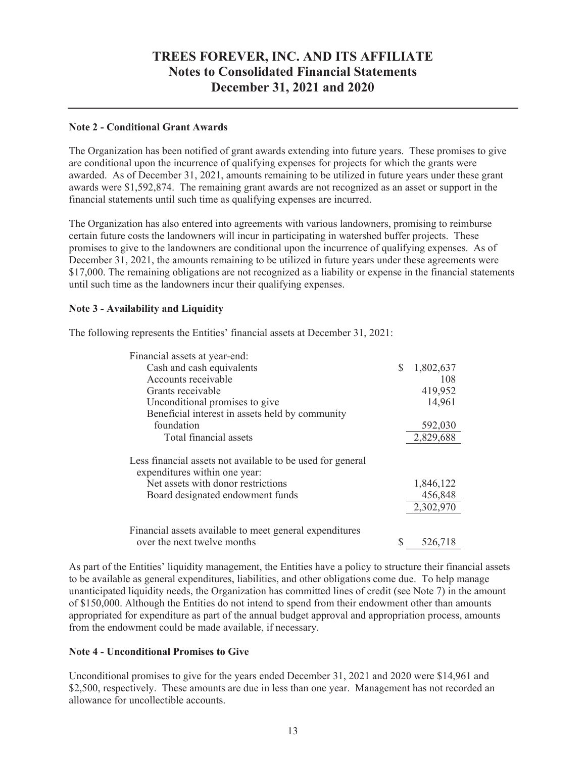# TREES FOREVER, INC. AND ITS AFFILIATE
## Notes to Consolidated Financial Statements
## December 31, 2021 and 2020

**Note 2 - Conditional Grant Awards**

The Organization has been notified of grant awards extending into future years. These promises to give are conditional upon the incurrence of qualifying expenses for projects for which the grants were awarded. As of December 31, 2021, amounts remaining to be utilized in future years under these grant awards were $1,592,874. The remaining grant awards are not recognized as an asset or support in the financial statements until such time as qualifying expenses are incurred.

The Organization has also entered into agreements with various landowners, promising to reimburse certain future costs the landowners will incur in participating in watershed buffer projects. These promises to give to the landowners are conditional upon the incurrence of qualifying expenses. As of December 31, 2021, the amounts remaining to be utilized in future years under these agreements were $17,000. The remaining obligations are not recognized as a liability or expense in the financial statements until such time as the landowners incur their qualifying expenses.

**Note 3 - Availability and Liquidity**

The following represents the Entities' financial assets at December 31, 2021:

| | |
|---|---|
| Financial assets at year-end: | |
| Cash and cash equivalents | $ 1,802,637 |
| Accounts receivable | 108 |
| Grants receivable | 419,952 |
| Unconditional promises to give | 14,961 |
| Beneficial interest in assets held by community foundation | 592,030 |
| Total financial assets | 2,829,688 |
| Less financial assets not available to be used for general expenditures within one year: | |
| Net assets with donor restrictions | 1,846,122 |
| Board designated endowment funds | 456,848 |
| | 2,302,970 |
| Financial assets available to meet general expenditures over the next twelve months | $ 526,718 |

As part of the Entities' liquidity management, the Entities have a policy to structure their financial assets to be available as general expenditures, liabilities, and other obligations come due. To help manage unanticipated liquidity needs, the Organization has committed lines of credit (see Note 7) in the amount of $150,000. Although the Entities do not intend to spend from their endowment other than amounts appropriated for expenditure as part of the annual budget approval and appropriation process, amounts from the endowment could be made available, if necessary.

**Note 4 - Unconditional Promises to Give**

Unconditional promises to give for the years ended December 31, 2021 and 2020 were $14,961 and $2,500, respectively. These amounts are due in less than one year. Management has not recorded an allowance for uncollectible accounts.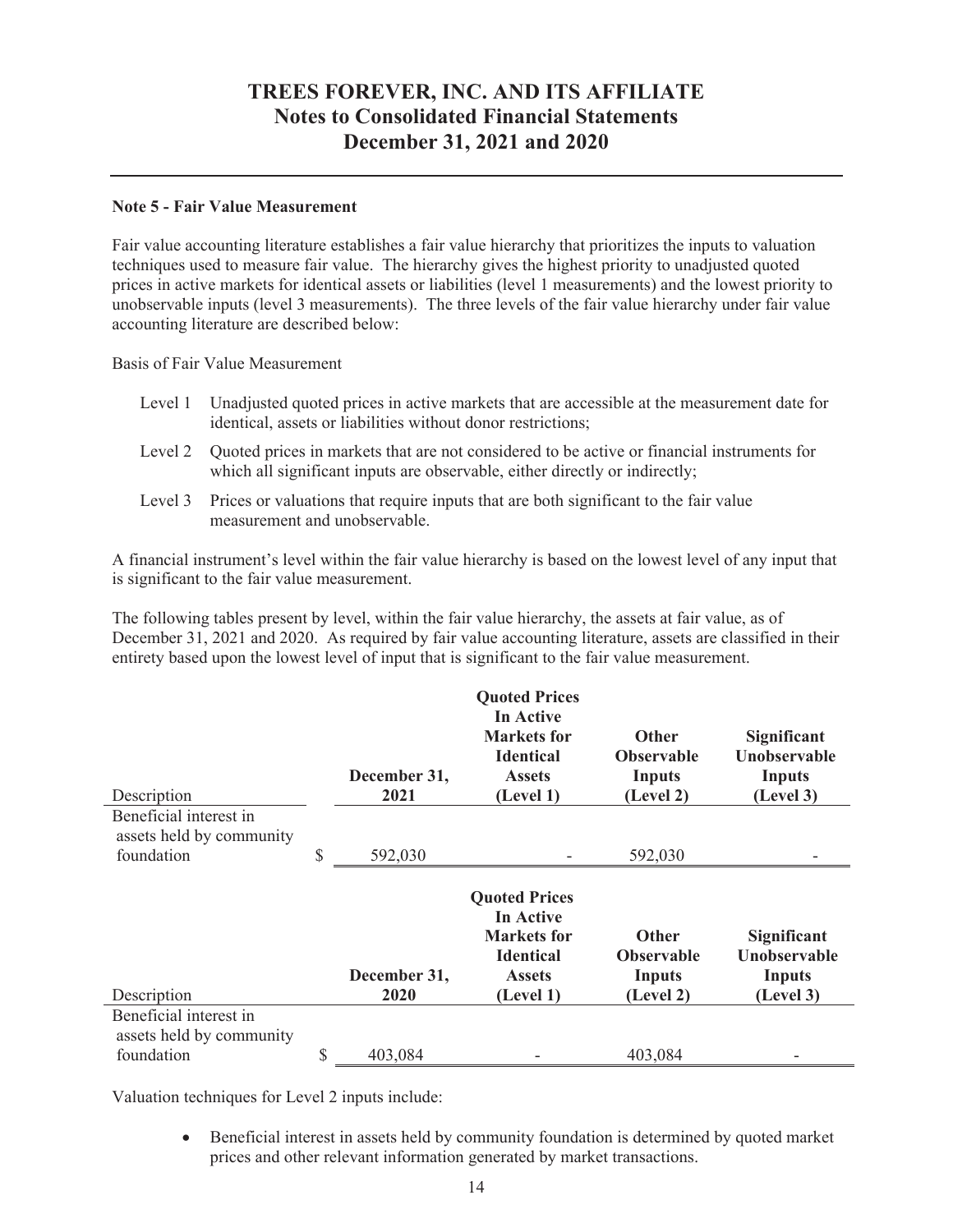# TREES FOREVER, INC. AND ITS AFFILIATE
## Notes to Consolidated Financial Statements
## December 31, 2021 and 2020

**Note 5 - Fair Value Measurement**

Fair value accounting literature establishes a fair value hierarchy that prioritizes the inputs to valuation techniques used to measure fair value. The hierarchy gives the highest priority to unadjusted quoted prices in active markets for identical assets or liabilities (level 1 measurements) and the lowest priority to unobservable inputs (level 3 measurements). The three levels of the fair value hierarchy under fair value accounting literature are described below:

Basis of Fair Value Measurement

- Level 1 Unadjusted quoted prices in active markets that are accessible at the measurement date for identical, assets or liabilities without donor restrictions;
- Level 2 Quoted prices in markets that are not considered to be active or financial instruments for which all significant inputs are observable, either directly or indirectly;
- Level 3 Prices or valuations that require inputs that are both significant to the fair value measurement and unobservable.

A financial instrument's level within the fair value hierarchy is based on the lowest level of any input that is significant to the fair value measurement.

The following tables present by level, within the fair value hierarchy, the assets at fair value, as of December 31, 2021 and 2020. As required by fair value accounting literature, assets are classified in their entirety based upon the lowest level of input that is significant to the fair value measurement.

| Description | December 31, 2021 | Quoted Prices In Active Markets for Identical Assets (Level 1) | Other Observable Inputs (Level 2) | Significant Unobservable Inputs (Level 3) |
|---|---|---|---|---|
| Beneficial interest in assets held by community foundation | $ 592,030 | - | 592,030 | - |

| Description | December 31, 2020 | Quoted Prices In Active Markets for Identical Assets (Level 1) | Other Observable Inputs (Level 2) | Significant Unobservable Inputs (Level 3) |
|---|---|---|---|---|
| Beneficial interest in assets held by community foundation | $ 403,084 | - | 403,084 | - |

Valuation techniques for Level 2 inputs include:

- Beneficial interest in assets held by community foundation is determined by quoted market prices and other relevant information generated by market transactions.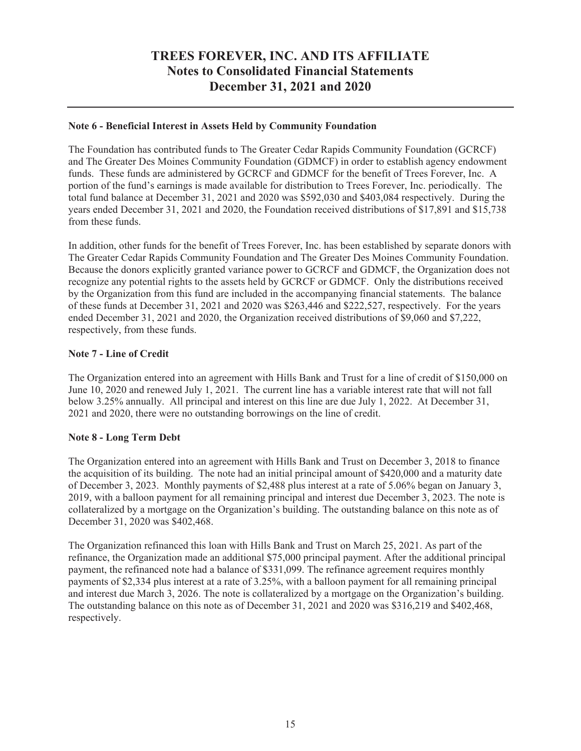# TREES FOREVER, INC. AND ITS AFFILIATE
## Notes to Consolidated Financial Statements
## December 31, 2021 and 2020

**Note 6 - Beneficial Interest in Assets Held by Community Foundation**

The Foundation has contributed funds to The Greater Cedar Rapids Community Foundation (GCRCF) and The Greater Des Moines Community Foundation (GDMCF) in order to establish agency endowment funds. These funds are administered by GCRCF and GDMCF for the benefit of Trees Forever, Inc. A portion of the fund's earnings is made available for distribution to Trees Forever, Inc. periodically. The total fund balance at December 31, 2021 and 2020 was $592,030 and $403,084 respectively. During the years ended December 31, 2021 and 2020, the Foundation received distributions of $17,891 and $15,738 from these funds.

In addition, other funds for the benefit of Trees Forever, Inc. has been established by separate donors with The Greater Cedar Rapids Community Foundation and The Greater Des Moines Community Foundation. Because the donors explicitly granted variance power to GCRCF and GDMCF, the Organization does not recognize any potential rights to the assets held by GCRCF or GDMCF. Only the distributions received by the Organization from this fund are included in the accompanying financial statements. The balance of these funds at December 31, 2021 and 2020 was $263,446 and $222,527, respectively. For the years ended December 31, 2021 and 2020, the Organization received distributions of $9,060 and $7,222, respectively, from these funds.

**Note 7 - Line of Credit**

The Organization entered into an agreement with Hills Bank and Trust for a line of credit of $150,000 on June 10, 2020 and renewed July 1, 2021. The current line has a variable interest rate that will not fall below 3.25% annually. All principal and interest on this line are due July 1, 2022. At December 31, 2021 and 2020, there were no outstanding borrowings on the line of credit.

**Note 8 - Long Term Debt**

The Organization entered into an agreement with Hills Bank and Trust on December 3, 2018 to finance the acquisition of its building. The note had an initial principal amount of $420,000 and a maturity date of December 3, 2023. Monthly payments of $2,488 plus interest at a rate of 5.06% began on January 3, 2019, with a balloon payment for all remaining principal and interest due December 3, 2023. The note is collateralized by a mortgage on the Organization's building. The outstanding balance on this note as of December 31, 2020 was $402,468.

The Organization refinanced this loan with Hills Bank and Trust on March 25, 2021. As part of the refinance, the Organization made an additional $75,000 principal payment. After the additional principal payment, the refinanced note had a balance of $331,099. The refinance agreement requires monthly payments of $2,334 plus interest at a rate of 3.25%, with a balloon payment for all remaining principal and interest due March 3, 2026. The note is collateralized by a mortgage on the Organization's building. The outstanding balance on this note as of December 31, 2021 and 2020 was $316,219 and $402,468, respectively.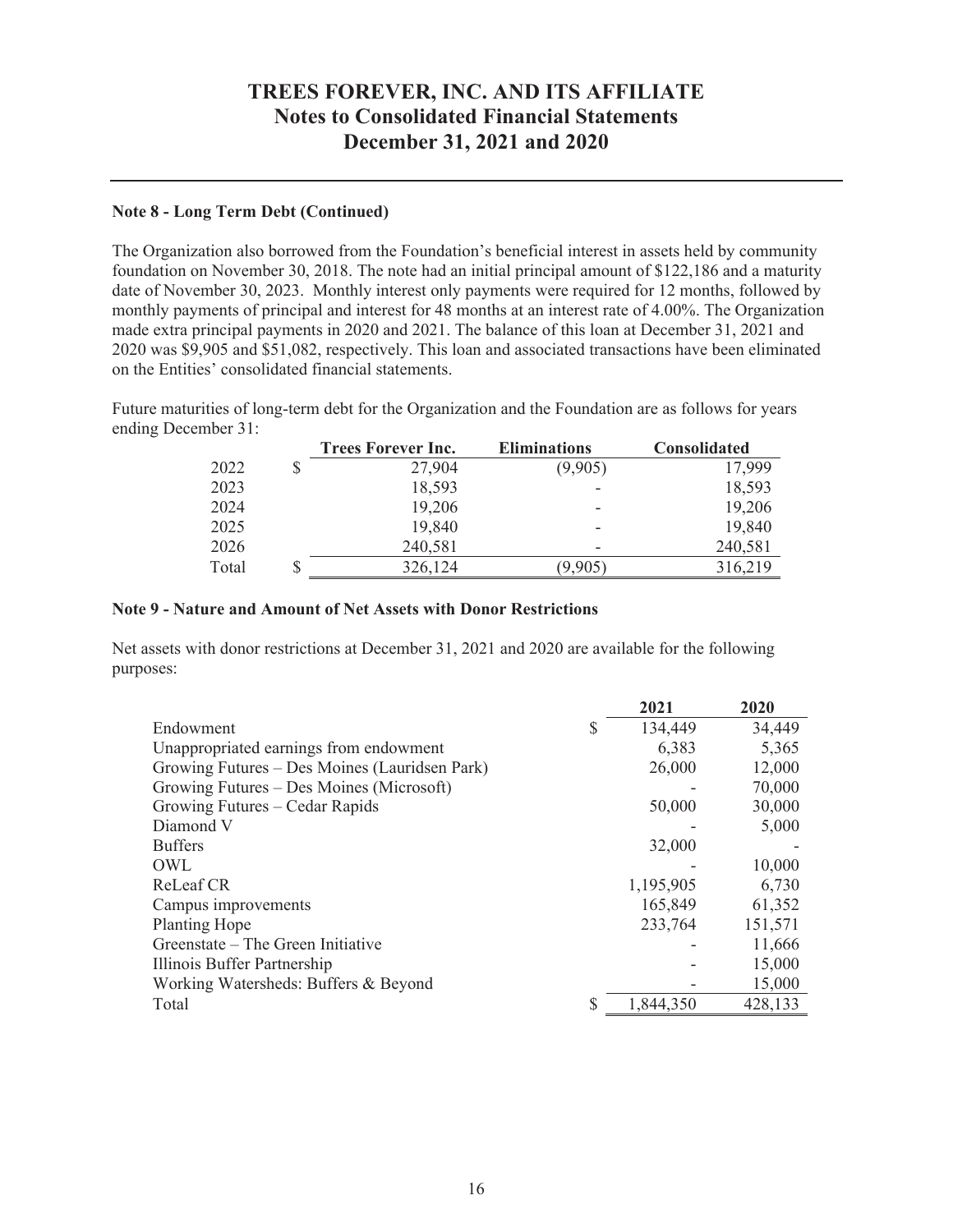# TREES FOREVER, INC. AND ITS AFFILIATE
## Notes to Consolidated Financial Statements
## December 31, 2021 and 2020

### Note 8 - Long Term Debt (Continued)

The Organization also borrowed from the Foundation's beneficial interest in assets held by community foundation on November 30, 2018. The note had an initial principal amount of $122,186 and a maturity date of November 30, 2023. Monthly interest only payments were required for 12 months, followed by monthly payments of principal and interest for 48 months at an interest rate of 4.00%. The Organization made extra principal payments in 2020 and 2021. The balance of this loan at December 31, 2021 and 2020 was $9,905 and $51,082, respectively. This loan and associated transactions have been eliminated on the Entities' consolidated financial statements.

Future maturities of long-term debt for the Organization and the Foundation are as follows for years ending December 31:

| | Trees Forever Inc. | Eliminations | Consolidated |
|---|---|---|---|
| 2022 | $ 27,904 | (9,905) | 17,999 |
| 2023 | 18,593 | - | 18,593 |
| 2024 | 19,206 | - | 19,206 |
| 2025 | 19,840 | - | 19,840 |
| 2026 | 240,581 | - | 240,581 |
| Total | $ 326,124 | (9,905) | 316,219 |

### Note 9 - Nature and Amount of Net Assets with Donor Restrictions

Net assets with donor restrictions at December 31, 2021 and 2020 are available for the following purposes:

| | 2021 | 2020 |
|---|---|---|
| Endowment | $ 134,449 | 34,449 |
| Unappropriated earnings from endowment | 6,383 | 5,365 |
| Growing Futures – Des Moines (Lauridsen Park) | 26,000 | 12,000 |
| Growing Futures – Des Moines (Microsoft) | - | 70,000 |
| Growing Futures – Cedar Rapids | 50,000 | 30,000 |
| Diamond V | - | 5,000 |
| Buffers | 32,000 | - |
| OWL | - | 10,000 |
| ReLeaf CR | 1,195,905 | 6,730 |
| Campus improvements | 165,849 | 61,352 |
| Planting Hope | 233,764 | 151,571 |
| Greenstate – The Green Initiative | - | 11,666 |
| Illinois Buffer Partnership | - | 15,000 |
| Working Watersheds: Buffers & Beyond | - | 15,000 |
| Total | $ 1,844,350 | 428,133 |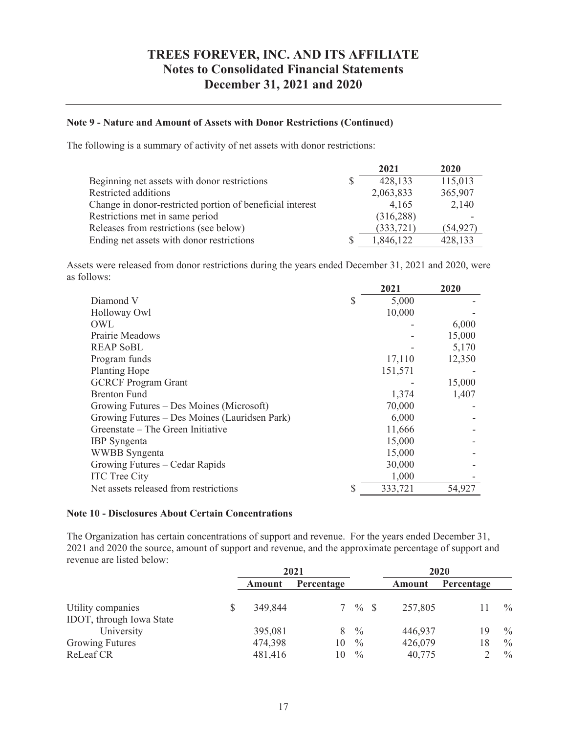# TREES FOREVER, INC. AND ITS AFFILIATE
## Notes to Consolidated Financial Statements
## December 31, 2021 and 2020

### Note 9 - Nature and Amount of Assets with Donor Restrictions (Continued)

The following is a summary of activity of net assets with donor restrictions:

| | 2021 | 2020 |
|---|---|---|
| Beginning net assets with donor restrictions | $ 428,133 | 115,013 |
| Restricted additions | 2,063,833 | 365,907 |
| Change in donor-restricted portion of beneficial interest | 4,165 | 2,140 |
| Restrictions met in same period | (316,288) | - |
| Releases from restrictions (see below) | (333,721) | (54,927) |
| Ending net assets with donor restrictions | $ 1,846,122 | 428,133 |

Assets were released from donor restrictions during the years ended December 31, 2021 and 2020, were as follows:

| | 2021 | 2020 |
|---|---|---|
| Diamond V | $ 5,000 | - |
| Holloway Owl | 10,000 | - |
| OWL | - | 6,000 |
| Prairie Meadows | - | 15,000 |
| REAP SoBL | - | 5,170 |
| Program funds | 17,110 | 12,350 |
| Planting Hope | 151,571 | - |
| GCRCF Program Grant | - | 15,000 |
| Brenton Fund | 1,374 | 1,407 |
| Growing Futures – Des Moines (Microsoft) | 70,000 | - |
| Growing Futures – Des Moines (Lauridsen Park) | 6,000 | - |
| Greenstate – The Green Initiative | 11,666 | - |
| IBP Syngenta | 15,000 | - |
| WWBB Syngenta | 15,000 | - |
| Growing Futures – Cedar Rapids | 30,000 | - |
| ITC Tree City | 1,000 | - |
| Net assets released from restrictions | $ 333,721 | 54,927 |

### Note 10 - Disclosures About Certain Concentrations

The Organization has certain concentrations of support and revenue. For the years ended December 31, 2021 and 2020 the source, amount of support and revenue, and the approximate percentage of support and revenue are listed below:

| | 2021 | | 2020 | |
|---|---|---|---|---|
| | Amount | Percentage | Amount | Percentage |
| Utility companies | $ 349,844 | 7 % | $ 257,805 | 11 % |
| IDOT, through Iowa State University | 395,081 | 8 % | 446,937 | 19 % |
| Growing Futures | 474,398 | 10 % | 426,079 | 18 % |
| ReLeaf CR | 481,416 | 10 % | 40,775 | 2 % |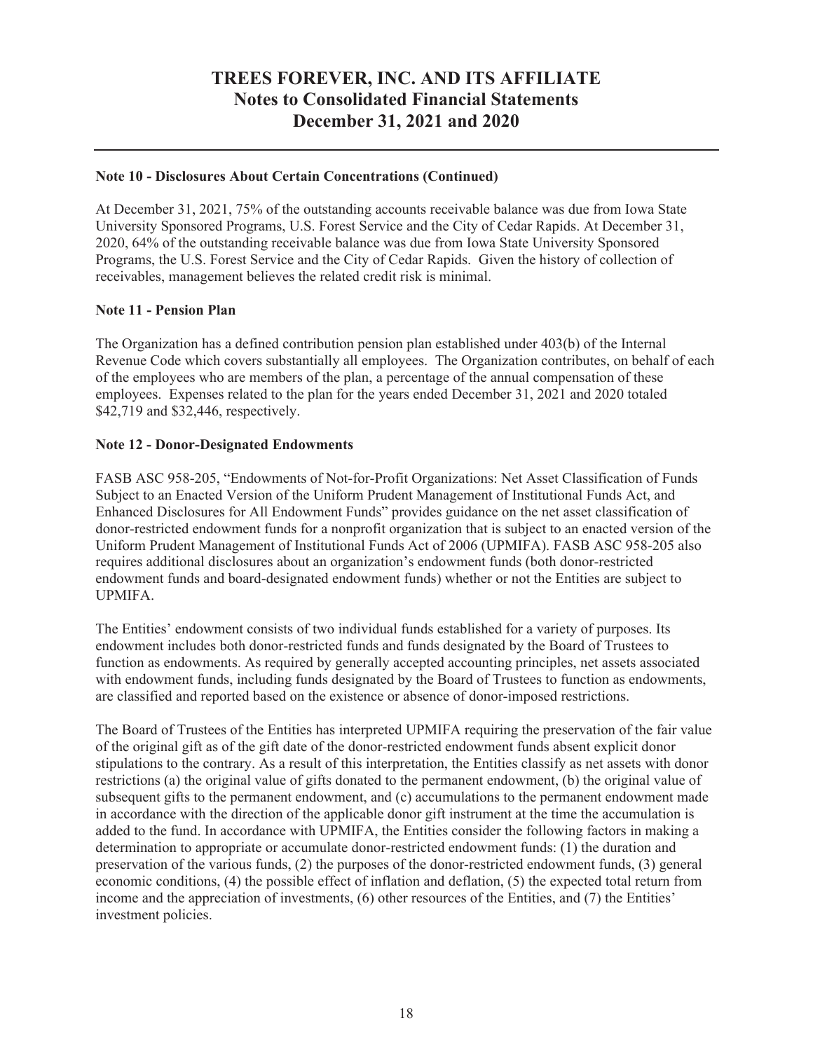**Note 10 - Disclosures About Certain Concentrations (Continued)**

At December 31, 2021, 75% of the outstanding accounts receivable balance was due from Iowa State University Sponsored Programs, U.S. Forest Service and the City of Cedar Rapids. At December 31, 2020, 64% of the outstanding receivable balance was due from Iowa State University Sponsored Programs, the U.S. Forest Service and the City of Cedar Rapids. Given the history of collection of receivables, management believes the related credit risk is minimal.

**Note 11 - Pension Plan**

The Organization has a defined contribution pension plan established under 403(b) of the Internal Revenue Code which covers substantially all employees. The Organization contributes, on behalf of each of the employees who are members of the plan, a percentage of the annual compensation of these employees. Expenses related to the plan for the years ended December 31, 2021 and 2020 totaled \$42,719 and \$32,446, respectively.

**Note 12 - Donor-Designated Endowments**

FASB ASC 958-205, "Endowments of Not-for-Profit Organizations: Net Asset Classification of Funds Subject to an Enacted Version of the Uniform Prudent Management of Institutional Funds Act, and Enhanced Disclosures for All Endowment Funds" provides guidance on the net asset classification of donor-restricted endowment funds for a nonprofit organization that is subject to an enacted version of the Uniform Prudent Management of Institutional Funds Act of 2006 (UPMIFA). FASB ASC 958-205 also requires additional disclosures about an organization's endowment funds (both donor-restricted endowment funds and board-designated endowment funds) whether or not the Entities are subject to UPMIFA.

The Entities' endowment consists of two individual funds established for a variety of purposes. Its endowment includes both donor-restricted funds and funds designated by the Board of Trustees to function as endowments. As required by generally accepted accounting principles, net assets associated with endowment funds, including funds designated by the Board of Trustees to function as endowments, are classified and reported based on the existence or absence of donor-imposed restrictions.

The Board of Trustees of the Entities has interpreted UPMIFA requiring the preservation of the fair value of the original gift as of the gift date of the donor-restricted endowment funds absent explicit donor stipulations to the contrary. As a result of this interpretation, the Entities classify as net assets with donor restrictions (a) the original value of gifts donated to the permanent endowment, (b) the original value of subsequent gifts to the permanent endowment, and (c) accumulations to the permanent endowment made in accordance with the direction of the applicable donor gift instrument at the time the accumulation is added to the fund. In accordance with UPMIFA, the Entities consider the following factors in making a determination to appropriate or accumulate donor-restricted endowment funds: (1) the duration and preservation of the various funds, (2) the purposes of the donor-restricted endowment funds, (3) general economic conditions, (4) the possible effect of inflation and deflation, (5) the expected total return from income and the appreciation of investments, (6) other resources of the Entities, and (7) the Entities' investment policies.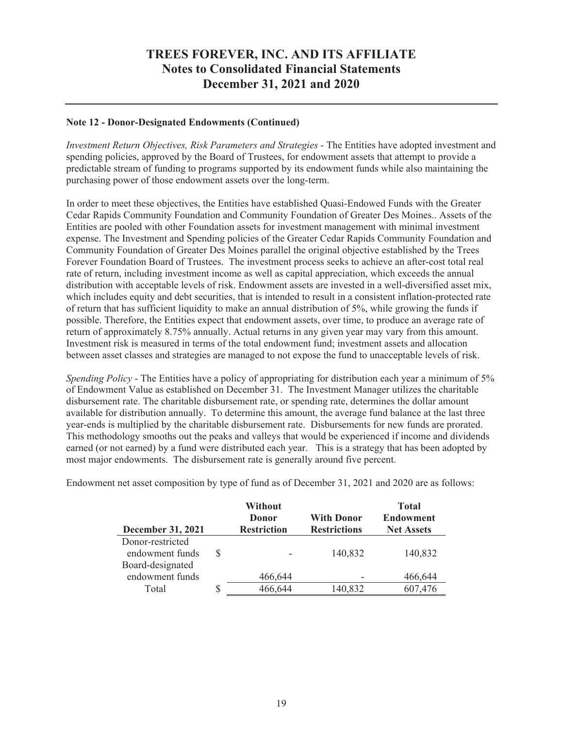### Note 12 - Donor-Designated Endowments (Continued)

*Investment Return Objectives, Risk Parameters and Strategies* - The Entities have adopted investment and spending policies, approved by the Board of Trustees, for endowment assets that attempt to provide a predictable stream of funding to programs supported by its endowment funds while also maintaining the purchasing power of those endowment assets over the long-term.

In order to meet these objectives, the Entities have established Quasi-Endowed Funds with the Greater Cedar Rapids Community Foundation and Community Foundation of Greater Des Moines.. Assets of the Entities are pooled with other Foundation assets for investment management with minimal investment expense. The Investment and Spending policies of the Greater Cedar Rapids Community Foundation and Community Foundation of Greater Des Moines parallel the original objective established by the Trees Forever Foundation Board of Trustees. The investment process seeks to achieve an after-cost total real rate of return, including investment income as well as capital appreciation, which exceeds the annual distribution with acceptable levels of risk. Endowment assets are invested in a well-diversified asset mix, which includes equity and debt securities, that is intended to result in a consistent inflation-protected rate of return that has sufficient liquidity to make an annual distribution of 5%, while growing the funds if possible. Therefore, the Entities expect that endowment assets, over time, to produce an average rate of return of approximately 8.75% annually. Actual returns in any given year may vary from this amount. Investment risk is measured in terms of the total endowment fund; investment assets and allocation between asset classes and strategies are managed to not expose the fund to unacceptable levels of risk.

*Spending Policy* - The Entities have a policy of appropriating for distribution each year a minimum of 5% of Endowment Value as established on December 31. The Investment Manager utilizes the charitable disbursement rate. The charitable disbursement rate, or spending rate, determines the dollar amount available for distribution annually. To determine this amount, the average fund balance at the last three year-ends is multiplied by the charitable disbursement rate. Disbursements for new funds are prorated. This methodology smooths out the peaks and valleys that would be experienced if income and dividends earned (or not earned) by a fund were distributed each year. This is a strategy that has been adopted by most major endowments. The disbursement rate is generally around five percent.

Endowment net asset composition by type of fund as of December 31, 2021 and 2020 are as follows:

| December 31, 2021 | Without Donor Restriction | With Donor Restrictions | Total Endowment Net Assets |
|---|---|---|---|
| Donor-restricted endowment funds | $ - | 140,832 | 140,832 |
| Board-designated endowment funds | 466,644 | - | 466,644 |
| Total | $ 466,644 | 140,832 | 607,476 |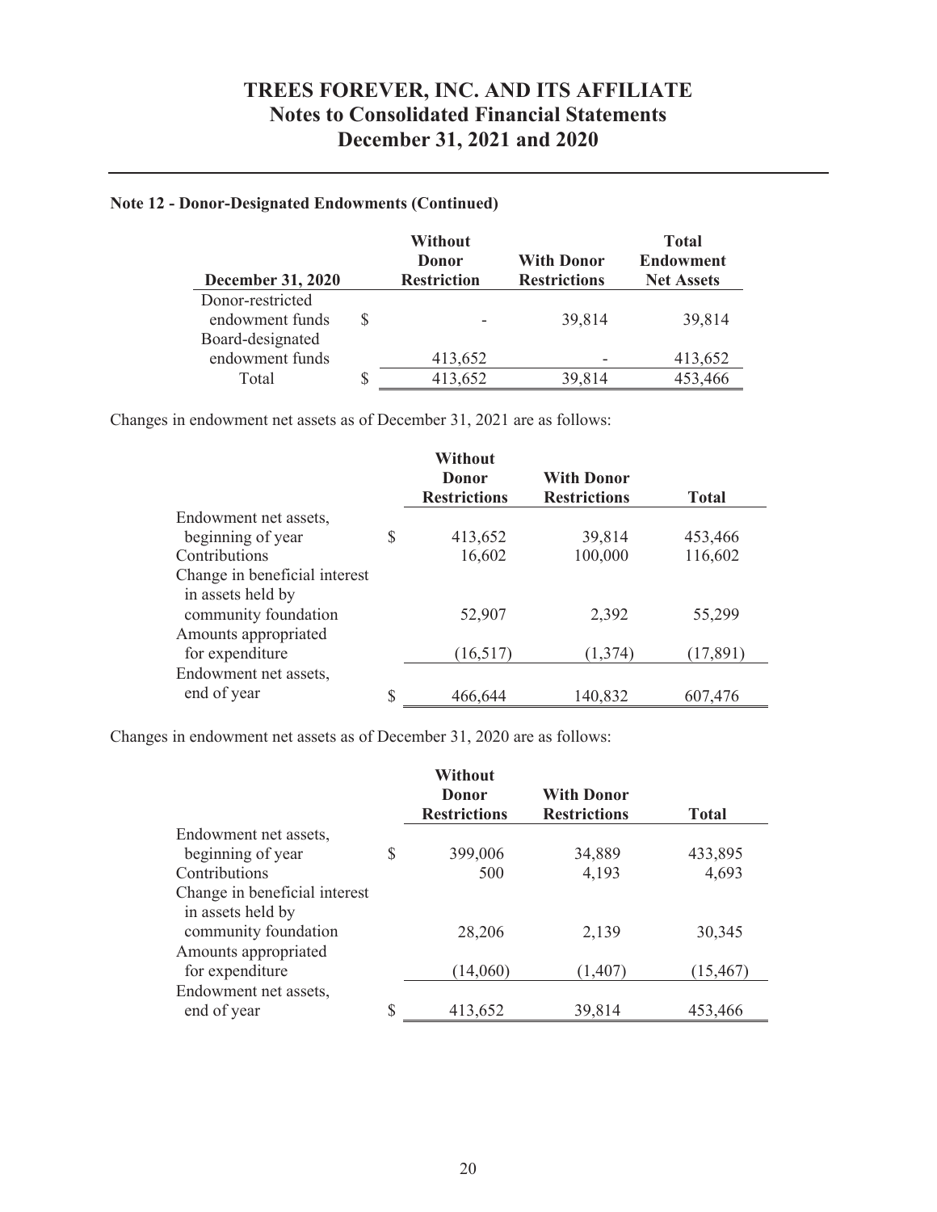### Note 12 - Donor-Designated Endowments (Continued)

| December 31, 2020 | Without Donor Restriction | With Donor Restrictions | Total Endowment Net Assets |
|---|---|---|---|
| Donor-restricted endowment funds | $ - | 39,814 | 39,814 |
| Board-designated endowment funds | 413,652 | - | 413,652 |
| Total | $ 413,652 | 39,814 | 453,466 |

Changes in endowment net assets as of December 31, 2021 are as follows:

| | Without Donor Restrictions | With Donor Restrictions | Total |
|---|---|---|---|
| Endowment net assets, beginning of year | $ 413,652 | 39,814 | 453,466 |
| Contributions | 16,602 | 100,000 | 116,602 |
| Change in beneficial interest in assets held by community foundation | 52,907 | 2,392 | 55,299 |
| Amounts appropriated for expenditure | (16,517) | (1,374) | (17,891) |
| Endowment net assets, end of year | $ 466,644 | 140,832 | 607,476 |

Changes in endowment net assets as of December 31, 2020 are as follows:

| | Without Donor Restrictions | With Donor Restrictions | Total |
|---|---|---|---|
| Endowment net assets, beginning of year | $ 399,006 | 34,889 | 433,895 |
| Contributions | 500 | 4,193 | 4,693 |
| Change in beneficial interest in assets held by community foundation | 28,206 | 2,139 | 30,345 |
| Amounts appropriated for expenditure | (14,060) | (1,407) | (15,467) |
| Endowment net assets, end of year | $ 413,652 | 39,814 | 453,466 |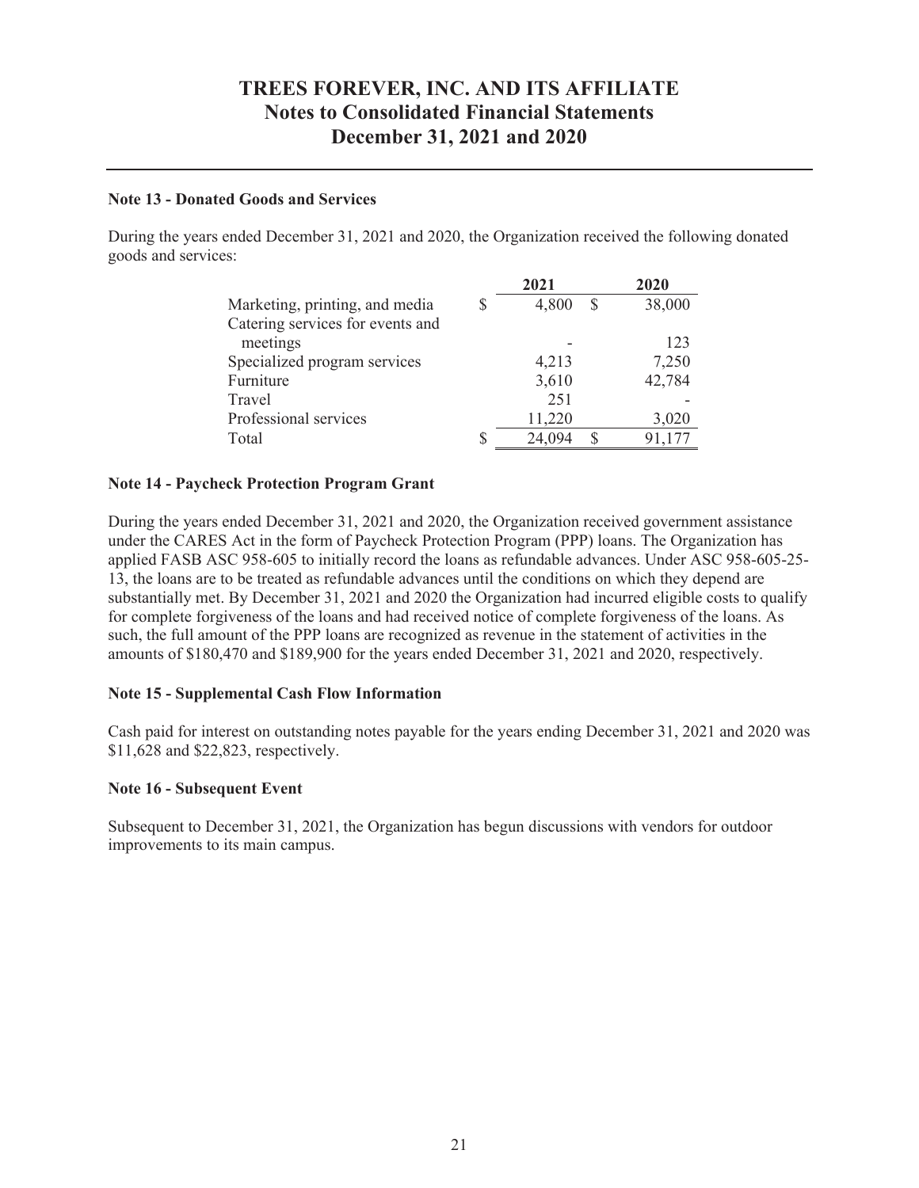# TREES FOREVER, INC. AND ITS AFFILIATE
## Notes to Consolidated Financial Statements
## December 31, 2021 and 2020

### Note 13 - Donated Goods and Services

During the years ended December 31, 2021 and 2020, the Organization received the following donated goods and services:

| | 2021 | 2020 |
|---|---|---|
| Marketing, printing, and media | $ 4,800 | $ 38,000 |
| Catering services for events and meetings | - | 123 |
| Specialized program services | 4,213 | 7,250 |
| Furniture | 3,610 | 42,784 |
| Travel | 251 | - |
| Professional services | 11,220 | 3,020 |
| Total | $ 24,094 | $ 91,177 |

### Note 14 - Paycheck Protection Program Grant

During the years ended December 31, 2021 and 2020, the Organization received government assistance under the CARES Act in the form of Paycheck Protection Program (PPP) loans. The Organization has applied FASB ASC 958-605 to initially record the loans as refundable advances. Under ASC 958-605-25-13, the loans are to be treated as refundable advances until the conditions on which they depend are substantially met. By December 31, 2021 and 2020 the Organization had incurred eligible costs to qualify for complete forgiveness of the loans and had received notice of complete forgiveness of the loans. As such, the full amount of the PPP loans are recognized as revenue in the statement of activities in the amounts of $180,470 and $189,900 for the years ended December 31, 2021 and 2020, respectively.

### Note 15 - Supplemental Cash Flow Information

Cash paid for interest on outstanding notes payable for the years ending December 31, 2021 and 2020 was $11,628 and $22,823, respectively.

### Note 16 - Subsequent Event

Subsequent to December 31, 2021, the Organization has begun discussions with vendors for outdoor improvements to its main campus.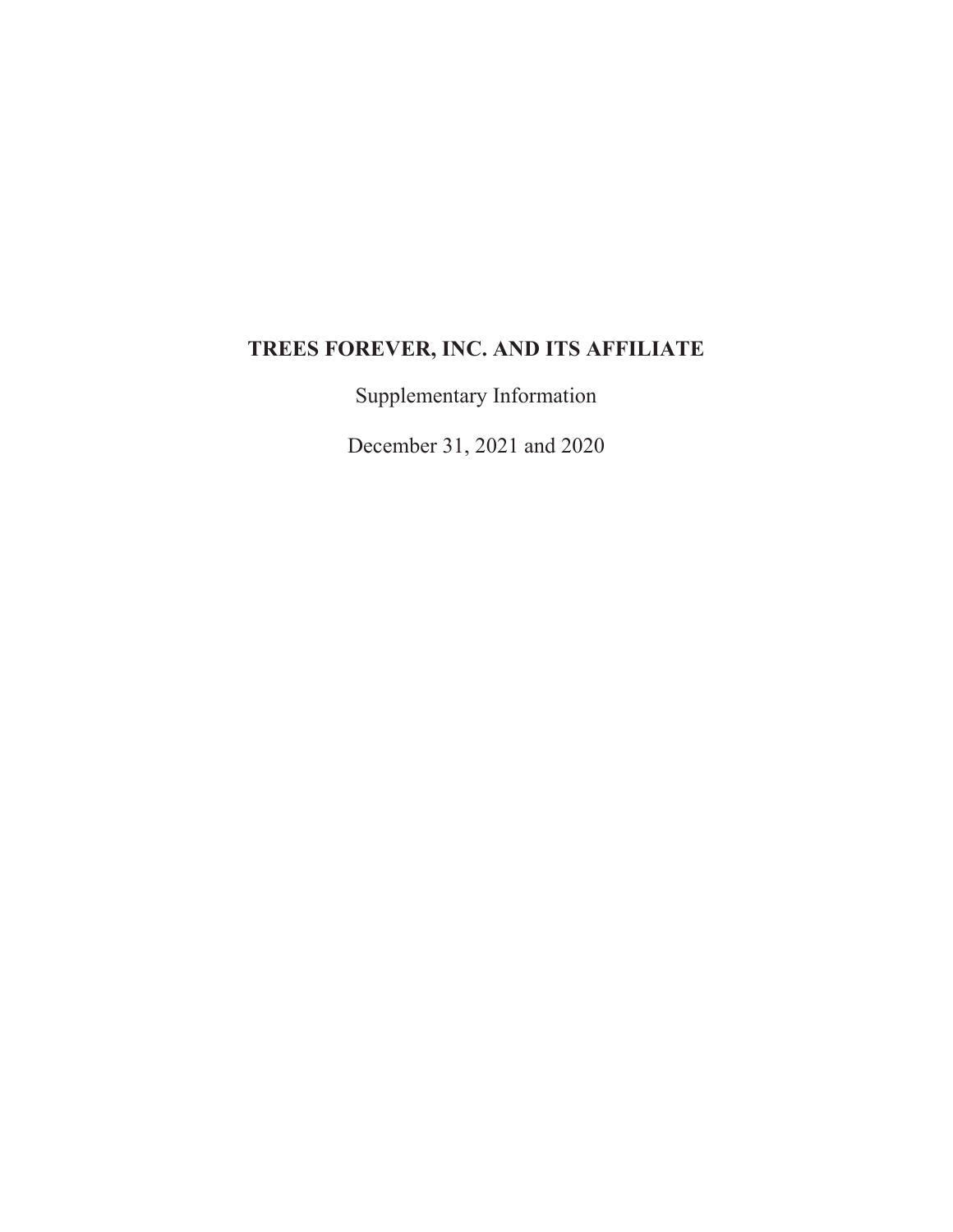# TREES FOREVER, INC. AND ITS AFFILIATE

Supplementary Information

December 31, 2021 and 2020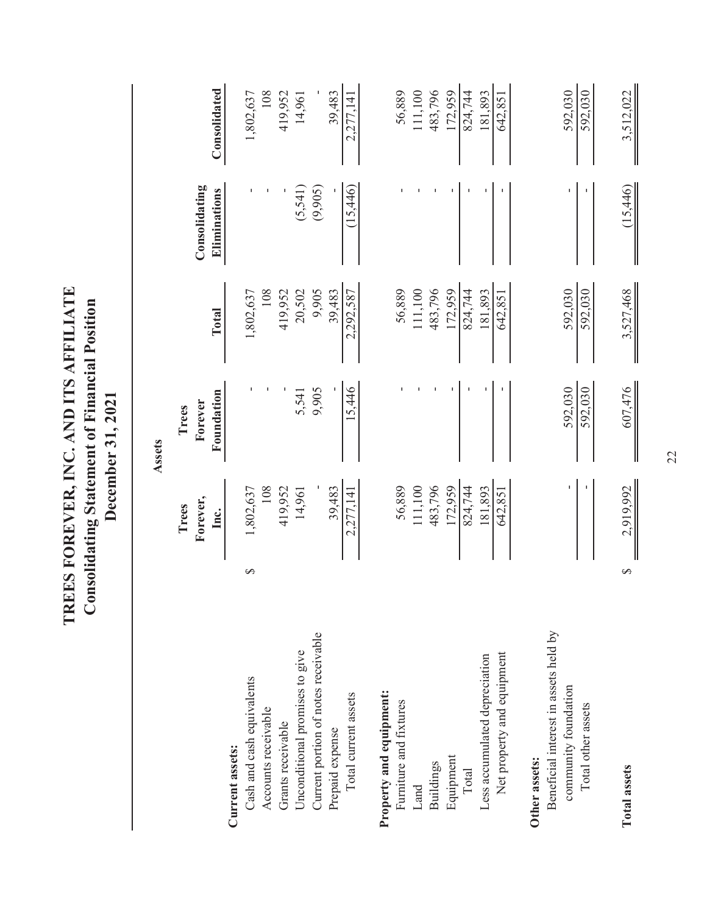# TREES FOREVER, INC. AND ITS AFFILIATE
## Consolidating Statement of Financial Position
### December 31, 2021

**Assets**

| | Trees Forever, Inc. | Trees Forever Foundation | Total | Consolidating Eliminations | Consolidated |
|---|---|---|---|---|---|
| **Current assets:** | | | | | |
| Cash and cash equivalents | $ 1,802,637 | - | 1,802,637 | - | 1,802,637 |
| Accounts receivable | 108 | - | 108 | - | 108 |
| Grants receivable | 419,952 | - | 419,952 | - | 419,952 |
| Unconditional promises to give | 14,961 | 5,541 | 20,502 | (5,541) | 14,961 |
| Current portion of notes receivable | - | 9,905 | 9,905 | (9,905) | - |
| Prepaid expense | 39,483 | - | 39,483 | - | 39,483 |
| Total current assets | 2,277,141 | 15,446 | 2,292,587 | (15,446) | 2,277,141 |
| **Property and equipment:** | | | | | |
| Furniture and fixtures | 56,889 | - | 56,889 | - | 56,889 |
| Land | 111,100 | - | 111,100 | - | 111,100 |
| Buildings | 483,796 | - | 483,796 | - | 483,796 |
| Equipment | 172,959 | - | 172,959 | - | 172,959 |
| Total | 824,744 | - | 824,744 | - | 824,744 |
| Less accumulated depreciation | 181,893 | - | 181,893 | - | 181,893 |
| Net property and equipment | 642,851 | - | 642,851 | - | 642,851 |
| **Other assets:** | | | | | |
| Beneficial interest in assets held by community foundation | - | 592,030 | 592,030 | - | 592,030 |
| Total other assets | - | 592,030 | 592,030 | - | 592,030 |
| **Total assets** | $ 2,919,992 | 607,476 | 3,527,468 | (15,446) | 3,512,022 |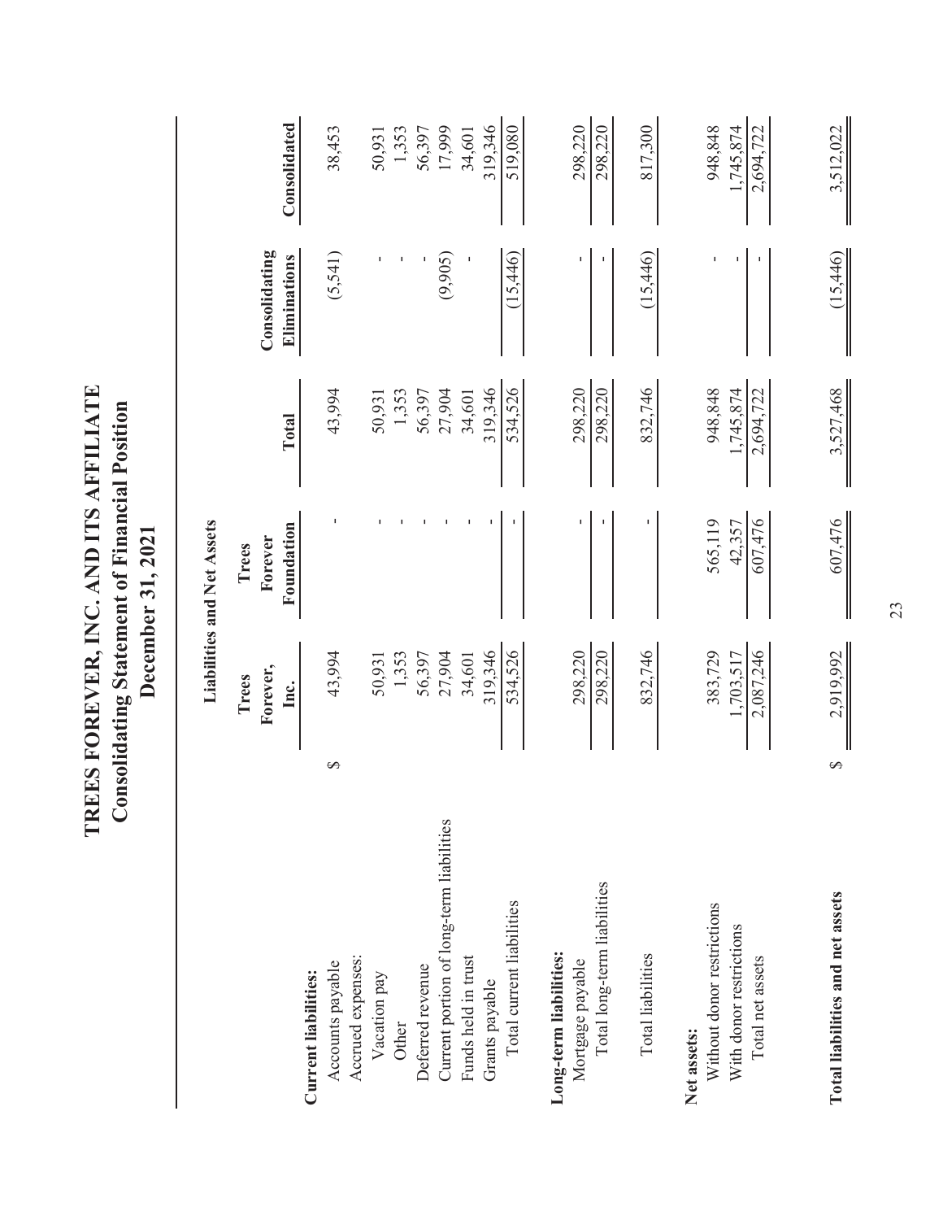# TREES FOREVER, INC. AND ITS AFFILIATE

## Consolidating Statement of Financial Position

## December 31, 2021

### Liabilities and Net Assets

| | Trees Forever, Inc. | Trees Forever Foundation | Total | Consolidating Eliminations | Consolidated |
|---|---|---|---|---|---|
| **Current liabilities:** | | | | | |
| Accounts payable | $ 43,994 | - | 43,994 | (5,541) | 38,453 |
| Accrued expenses: | | | | | |
| Vacation pay | 50,931 | - | 50,931 | - | 50,931 |
| Other | 1,353 | - | 1,353 | - | 1,353 |
| Deferred revenue | 56,397 | - | 56,397 | - | 56,397 |
| Current portion of long-term liabilities | 27,904 | - | 27,904 | (9,905) | 17,999 |
| Funds held in trust | 34,601 | - | 34,601 | - | 34,601 |
| Grants payable | 319,346 | - | 319,346 | | 319,346 |
| Total current liabilities | 534,526 | - | 534,526 | (15,446) | 519,080 |
| **Long-term liabilities:** | | | | | |
| Mortgage payable | 298,220 | - | 298,220 | - | 298,220 |
| Total long-term liabilities | 298,220 | - | 298,220 | - | 298,220 |
| Total liabilities | 832,746 | - | 832,746 | (15,446) | 817,300 |
| **Net assets:** | | | | | |
| Without donor restrictions | 383,729 | 565,119 | 948,848 | - | 948,848 |
| With donor restrictions | 1,703,517 | 42,357 | 1,745,874 | - | 1,745,874 |
| Total net assets | 2,087,246 | 607,476 | 2,694,722 | - | 2,694,722 |
| **Total liabilities and net assets** | $ 2,919,992 | 607,476 | 3,527,468 | (15,446) | 3,512,022 |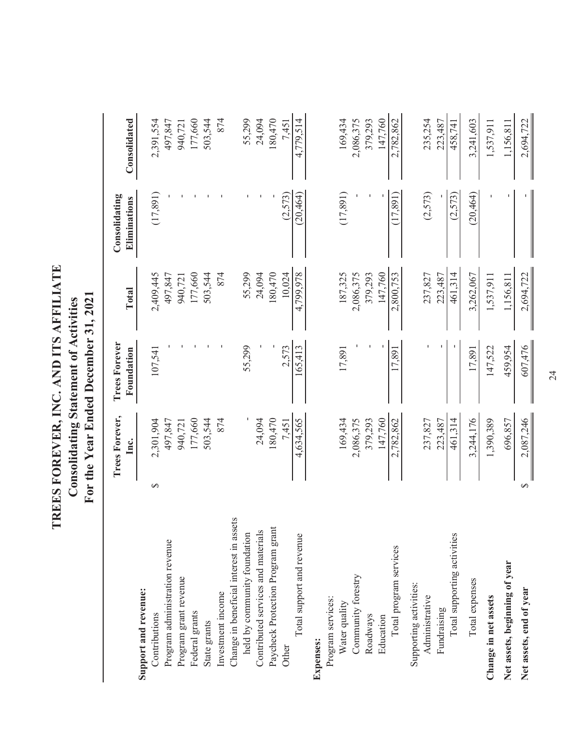# TREES FOREVER, INC. AND ITS AFFILIATE

## Consolidating Statement of Activities

## For the Year Ended December 31, 2021

| | Trees Forever, Inc. | Trees Forever Foundation | Total | Consolidating Eliminations | Consolidated |
|---|---|---|---|---|---|
| **Support and revenue:** | | | | | |
| Contributions | $ 2,301,904 | 107,541 | 2,409,445 | (17,891) | 2,391,554 |
| Program administration revenue | 497,847 | - | 497,847 | - | 497,847 |
| Program grant revenue | 940,721 | - | 940,721 | - | 940,721 |
| Federal grants | 177,660 | - | 177,660 | - | 177,660 |
| State grants | 503,544 | - | 503,544 | - | 503,544 |
| Investment income | 874 | - | 874 | - | 874 |
| Change in beneficial interest in assets held by community foundation | - | 55,299 | 55,299 | - | 55,299 |
| Contributed services and materials | 24,094 | - | 24,094 | - | 24,094 |
| Paycheck Protection Program grant | 180,470 | - | 180,470 | - | 180,470 |
| Other | 7,451 | 2,573 | 10,024 | (2,573) | 7,451 |
| Total support and revenue | 4,634,565 | 165,413 | 4,799,978 | (20,464) | 4,779,514 |
| **Expenses:** | | | | | |
| Program services: | | | | | |
| Water quality | 169,434 | 17,891 | 187,325 | (17,891) | 169,434 |
| Community forestry | 2,086,375 | - | 2,086,375 | - | 2,086,375 |
| Roadways | 379,293 | - | 379,293 | - | 379,293 |
| Education | 147,760 | - | 147,760 | - | 147,760 |
| Total program services | 2,782,862 | 17,891 | 2,800,753 | (17,891) | 2,782,862 |
| Supporting activities: | | | | | |
| Administrative | 237,827 | - | 237,827 | (2,573) | 235,254 |
| Fundraising | 223,487 | - | 223,487 | - | 223,487 |
| Total supporting activities | 461,314 | - | 461,314 | (2,573) | 458,741 |
| Total expenses | 3,244,176 | 17,891 | 3,262,067 | (20,464) | 3,241,603 |
| **Change in net assets** | 1,390,389 | 147,522 | 1,537,911 | - | 1,537,911 |
| **Net assets, beginning of year** | 696,857 | 459,954 | 1,156,811 | - | 1,156,811 |
| **Net assets, end of year** | $ 2,087,246 | 607,476 | 2,694,722 | - | 2,694,722 |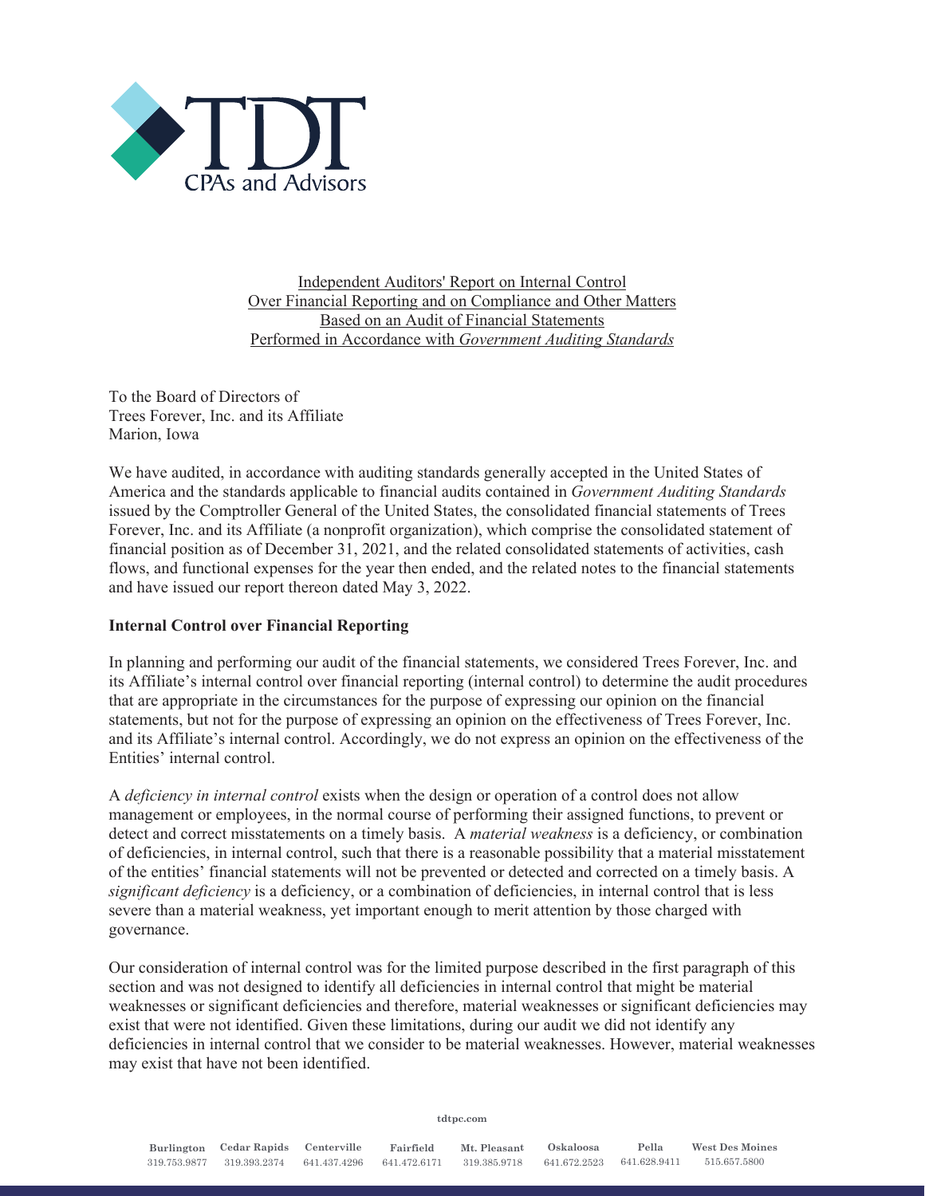Independent Auditors' Report on Internal Control
Over Financial Reporting and on Compliance and Other Matters
Based on an Audit of Financial Statements
Performed in Accordance with *Government Auditing Standards*

To the Board of Directors of
Trees Forever, Inc. and its Affiliate
Marion, Iowa

We have audited, in accordance with auditing standards generally accepted in the United States of America and the standards applicable to financial audits contained in *Government Auditing Standards* issued by the Comptroller General of the United States, the consolidated financial statements of Trees Forever, Inc. and its Affiliate (a nonprofit organization), which comprise the consolidated statement of financial position as of December 31, 2021, and the related consolidated statements of activities, cash flows, and functional expenses for the year then ended, and the related notes to the financial statements and have issued our report thereon dated May 3, 2022.

**Internal Control over Financial Reporting**

In planning and performing our audit of the financial statements, we considered Trees Forever, Inc. and its Affiliate's internal control over financial reporting (internal control) to determine the audit procedures that are appropriate in the circumstances for the purpose of expressing our opinion on the financial statements, but not for the purpose of expressing an opinion on the effectiveness of Trees Forever, Inc. and its Affiliate's internal control. Accordingly, we do not express an opinion on the effectiveness of the Entities' internal control.

A *deficiency in internal control* exists when the design or operation of a control does not allow management or employees, in the normal course of performing their assigned functions, to prevent or detect and correct misstatements on a timely basis. A *material weakness* is a deficiency, or combination of deficiencies, in internal control, such that there is a reasonable possibility that a material misstatement of the entities' financial statements will not be prevented or detected and corrected on a timely basis. A *significant deficiency* is a deficiency, or a combination of deficiencies, in internal control that is less severe than a material weakness, yet important enough to merit attention by those charged with governance.

Our consideration of internal control was for the limited purpose described in the first paragraph of this section and was not designed to identify all deficiencies in internal control that might be material weaknesses or significant deficiencies and therefore, material weaknesses or significant deficiencies may exist that were not identified. Given these limitations, during our audit we did not identify any deficiencies in internal control that we consider to be material weaknesses. However, material weaknesses may exist that have not been identified.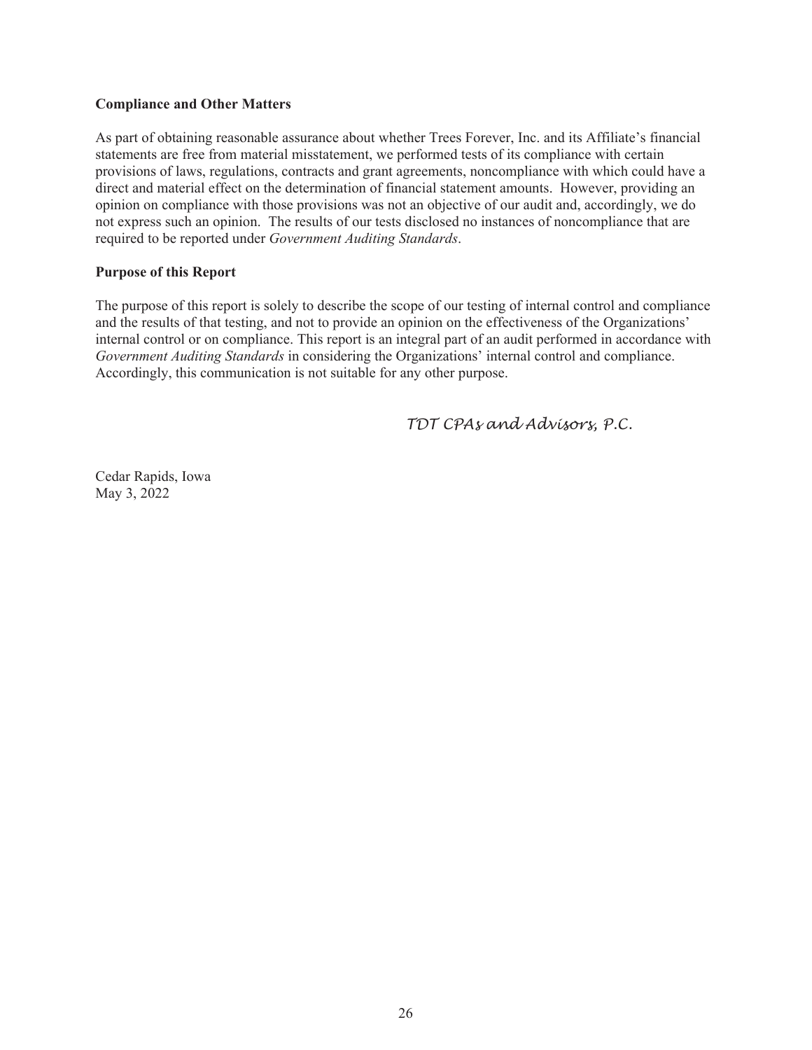**Compliance and Other Matters**

As part of obtaining reasonable assurance about whether Trees Forever, Inc. and its Affiliate's financial statements are free from material misstatement, we performed tests of its compliance with certain provisions of laws, regulations, contracts and grant agreements, noncompliance with which could have a direct and material effect on the determination of financial statement amounts. However, providing an opinion on compliance with those provisions was not an objective of our audit and, accordingly, we do not express such an opinion. The results of our tests disclosed no instances of noncompliance that are required to be reported under *Government Auditing Standards*.

**Purpose of this Report**

The purpose of this report is solely to describe the scope of our testing of internal control and compliance and the results of that testing, and not to provide an opinion on the effectiveness of the Organizations' internal control or on compliance. This report is an integral part of an audit performed in accordance with *Government Auditing Standards* in considering the Organizations' internal control and compliance. Accordingly, this communication is not suitable for any other purpose.

*TDT CPAs and Advisors, P.C.*

Cedar Rapids, Iowa
May 3, 2022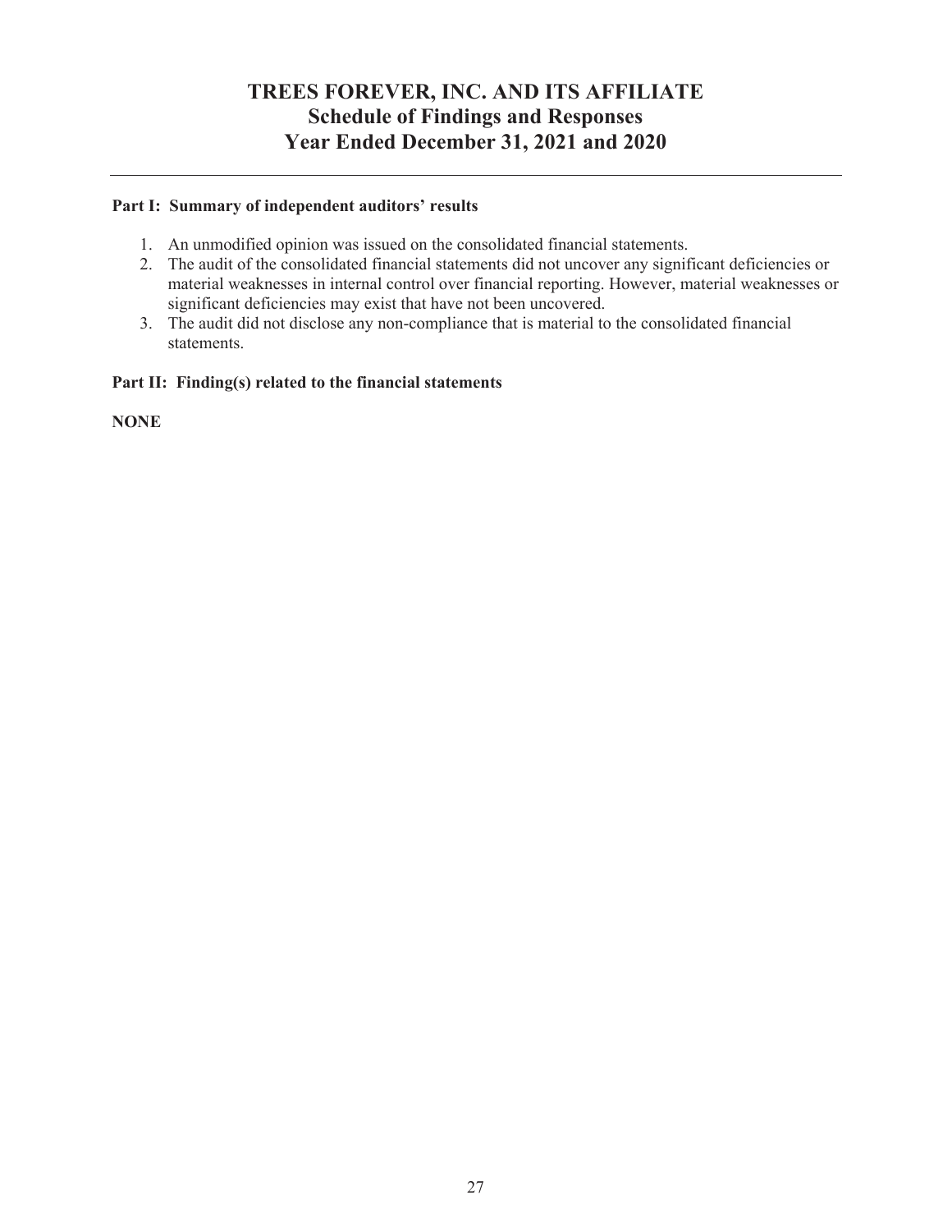# TREES FOREVER, INC. AND ITS AFFILIATE
## Schedule of Findings and Responses
## Year Ended December 31, 2021 and 2020

**Part I: Summary of independent auditors' results**

1. An unmodified opinion was issued on the consolidated financial statements.
2. The audit of the consolidated financial statements did not uncover any significant deficiencies or material weaknesses in internal control over financial reporting. However, material weaknesses or significant deficiencies may exist that have not been uncovered.
3. The audit did not disclose any non-compliance that is material to the consolidated financial statements.

**Part II: Finding(s) related to the financial statements**

**NONE**